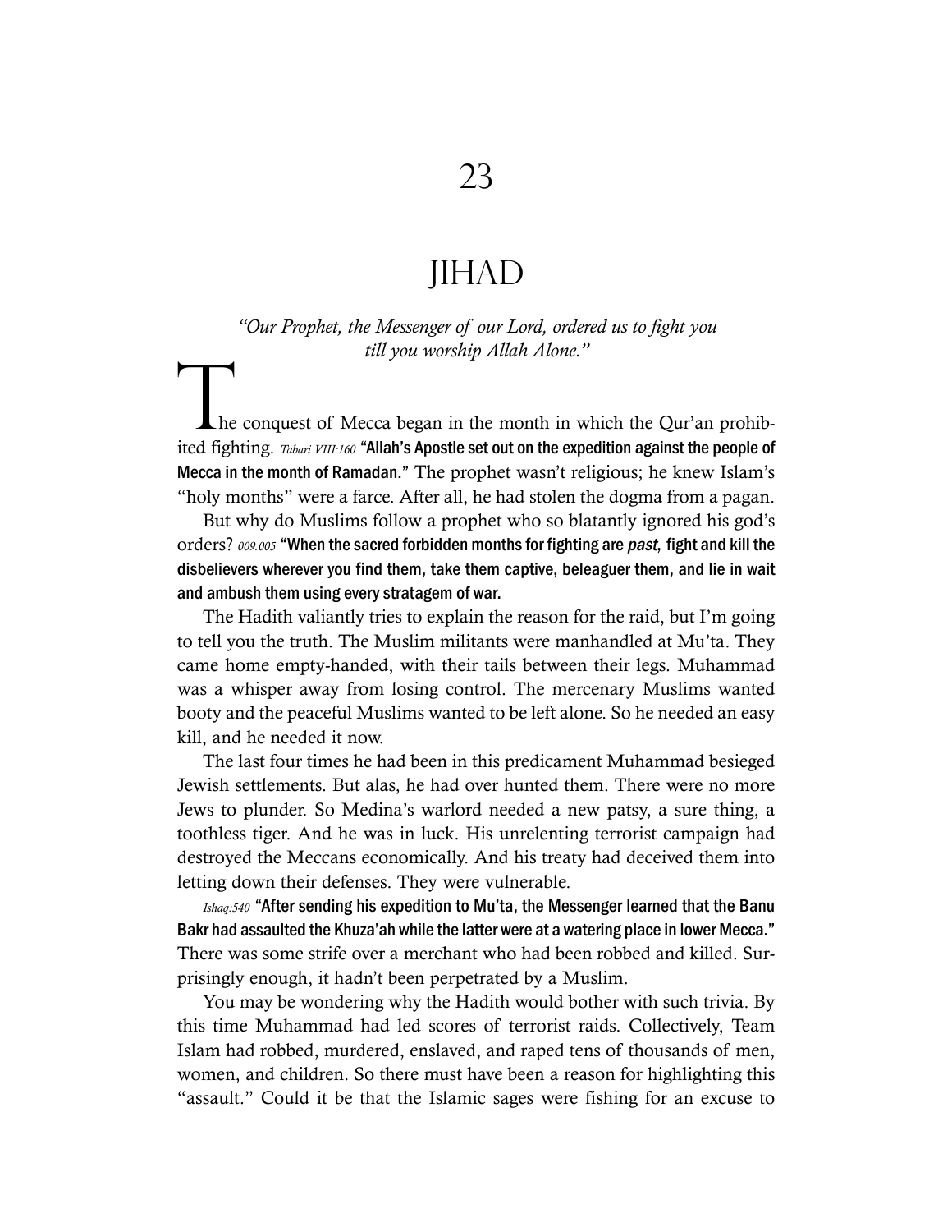# 23

# JIHAD

*"Our Prophet, the Messenger of our Lord, ordered us to fight you till you worship Allah Alone."*

The conquest of Mecca began in the month in which the Qur'an prohibited fighting. *Tabari VIII:160* **"Allah's Apostle set out on the expedition against the people of Mecca in the month of Ramadan."** The prophet wasn't religious; he knew Islam's "holy months" were a farce. After all, he had stolen the dogma from a pagan.

But why do Muslims follow a prophet who so blatantly ignored his god's orders? *009.005* **"When the sacred forbidden months for fighting are *past*, fight and kill the disbelievers wherever you find them, take them captive, beleaguer them, and lie in wait and ambush them using every stratagem of war.**

The Hadith valiantly tries to explain the reason for the raid, but I'm going to tell you the truth. The Muslim militants were manhandled at Mu'ta. They came home empty-handed, with their tails between their legs. Muhammad was a whisper away from losing control. The mercenary Muslims wanted booty and the peaceful Muslims wanted to be left alone. So he needed an easy kill, and he needed it now.

The last four times he had been in this predicament Muhammad besieged Jewish settlements. But alas, he had over hunted them. There were no more Jews to plunder. So Medina's warlord needed a new patsy, a sure thing, a toothless tiger. And he was in luck. His unrelenting terrorist campaign had destroyed the Meccans economically. And his treaty had deceived them into letting down their defenses. They were vulnerable.

*Ishaq:540* **"After sending his expedition to Mu'ta, the Messenger learned that the Banu Bakr had assaulted the Khuza'ah while the latter were at a watering place in lower Mecca."** There was some strife over a merchant who had been robbed and killed. Surprisingly enough, it hadn't been perpetrated by a Muslim.

You may be wondering why the Hadith would bother with such trivia. By this time Muhammad had led scores of terrorist raids. Collectively, Team Islam had robbed, murdered, enslaved, and raped tens of thousands of men, women, and children. So there must have been a reason for highlighting this "assault." Could it be that the Islamic sages were fishing for an excuse to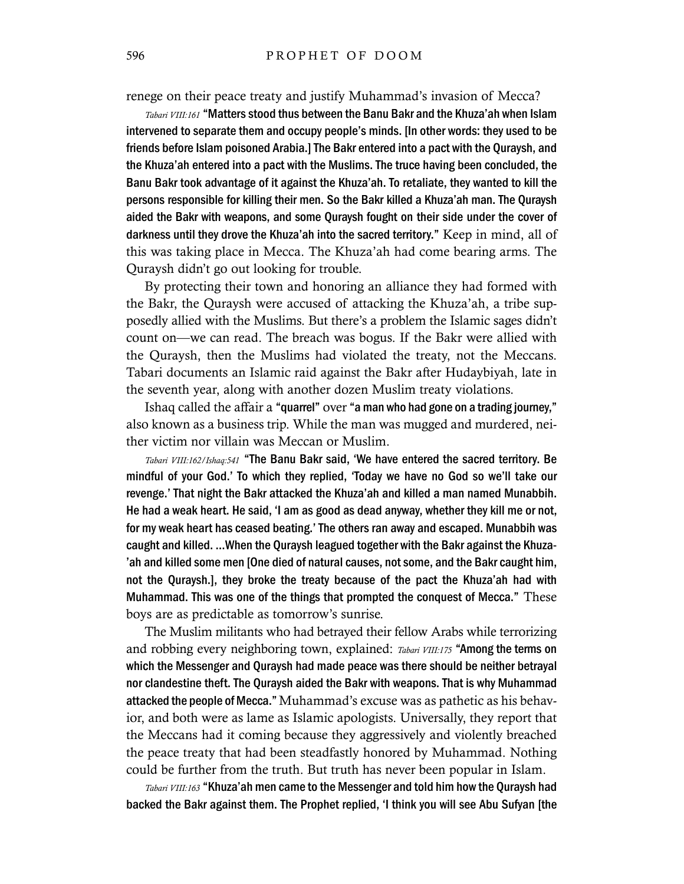renege on their peace treaty and justify Muhammad's invasion of Mecca?

*Tabari VIII:161* **"Matters stood thus between the Banu Bakr and the Khuza'ah when Islam intervened to separate them and occupy people's minds. [In other words: they used to be friends before Islam poisoned Arabia.] The Bakr entered into a pact with the Quraysh, and the Khuza'ah entered into a pact with the Muslims. The truce having been concluded, the Banu Bakr took advantage of it against the Khuza'ah. To retaliate, they wanted to kill the persons responsible for killing their men. So the Bakr killed a Khuza'ah man. The Quraysh aided the Bakr with weapons, and some Quraysh fought on their side under the cover of darkness until they drove the Khuza'ah into the sacred territory."** Keep in mind, all of this was taking place in Mecca. The Khuza'ah had come bearing arms. The Quraysh didn't go out looking for trouble.

By protecting their town and honoring an alliance they had formed with the Bakr, the Quraysh were accused of attacking the Khuza'ah, a tribe supposedly allied with the Muslims. But there's a problem the Islamic sages didn't count on—we can read. The breach was bogus. If the Bakr were allied with the Quraysh, then the Muslims had violated the treaty, not the Meccans. Tabari documents an Islamic raid against the Bakr after Hudaybiyah, late in the seventh year, along with another dozen Muslim treaty violations.

Ishaq called the affair a **"quarrel"** over **"a man who had gone on a trading journey,"** also known as a business trip. While the man was mugged and murdered, neither victim nor villain was Meccan or Muslim.

*Tabari VIII:162/Ishaq:541* **"The Banu Bakr said, 'We have entered the sacred territory. Be mindful of your God.' To which they replied, 'Today we have no God so we'll take our revenge.' That night the Bakr attacked the Khuza'ah and killed a man named Munabbih. He had a weak heart. He said, 'I am as good as dead anyway, whether they kill me or not, for my weak heart has ceased beating.' The others ran away and escaped. Munabbih was caught and killed. …When the Quraysh leagued together with the Bakr against the Khuza'ah and killed some men [One died of natural causes, not some, and the Bakr caught him, not the Quraysh.], they broke the treaty because of the pact the Khuza'ah had with Muhammad. This was one of the things that prompted the conquest of Mecca."** These boys are as predictable as tomorrow's sunrise.

The Muslim militants who had betrayed their fellow Arabs while terrorizing and robbing every neighboring town, explained: *Tabari VIII:175* **"Among the terms on which the Messenger and Quraysh had made peace was there should be neither betrayal nor clandestine theft. The Quraysh aided the Bakr with weapons. That is why Muhammad attacked the people of Mecca."** Muhammad's excuse was as pathetic as his behavior, and both were as lame as Islamic apologists. Universally, they report that the Meccans had it coming because they aggressively and violently breached the peace treaty that had been steadfastly honored by Muhammad. Nothing could be further from the truth. But truth has never been popular in Islam.

*Tabari VIII:163* **"Khuza'ah men came to the Messenger and told him how the Quraysh had backed the Bakr against them. The Prophet replied, 'I think you will see Abu Sufyan [the**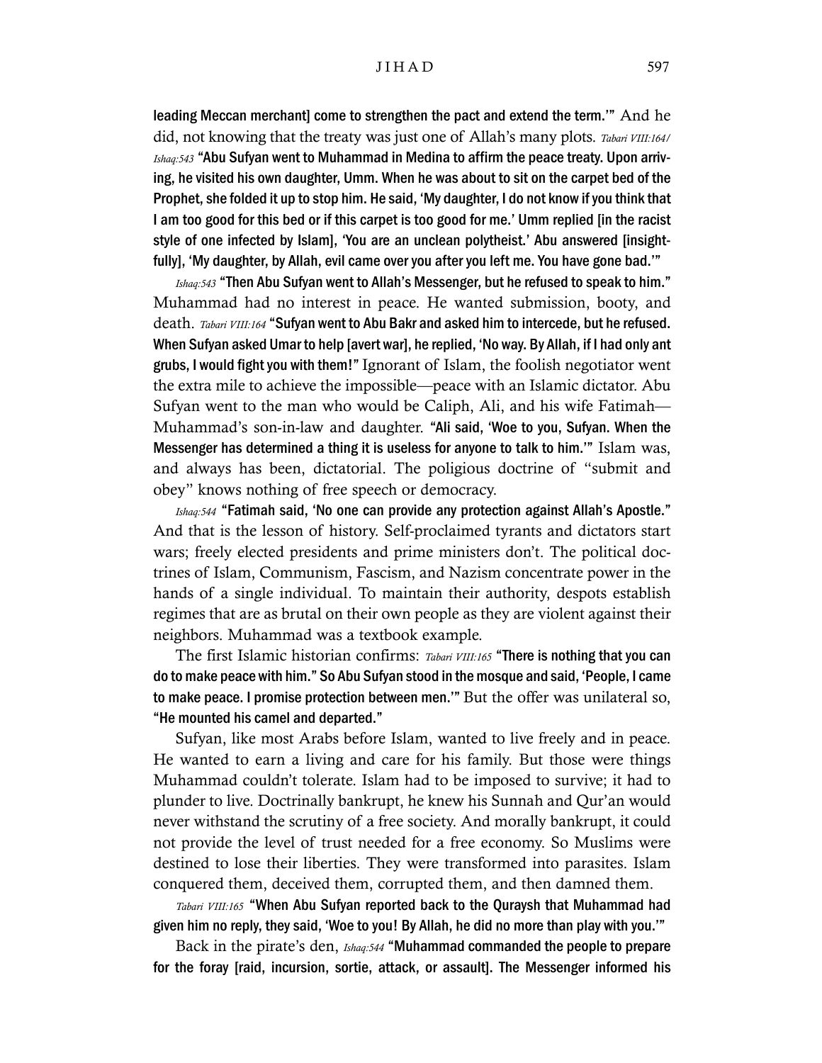leading Meccan merchant] come to strengthen the pact and extend the term.'" And he did, not knowing that the treaty was just one of Allah's many plots. *Tabari VIII:164/ Ishaq:543* "Abu Sufyan went to Muhammad in Medina to affirm the peace treaty. Upon arriving, he visited his own daughter, Umm. When he was about to sit on the carpet bed of the Prophet, she folded it up to stop him. He said, 'My daughter, I do not know if you think that I am too good for this bed or if this carpet is too good for me.' Umm replied [in the racist style of one infected by Islam], 'You are an unclean polytheist.' Abu answered [insightfully], 'My daughter, by Allah, evil came over you after you left me. You have gone bad.'"

*Ishaq:543* "Then Abu Sufyan went to Allah's Messenger, but he refused to speak to him." Muhammad had no interest in peace. He wanted submission, booty, and death. *Tabari VIII:164* "Sufyan went to Abu Bakr and asked him to intercede, but he refused. When Sufyan asked Umar to help [avert war], he replied, 'No way. By Allah, if I had only ant grubs, I would fight you with them!" Ignorant of Islam, the foolish negotiator went the extra mile to achieve the impossible—peace with an Islamic dictator. Abu Sufyan went to the man who would be Caliph, Ali, and his wife Fatimah—Muhammad's son-in-law and daughter. "Ali said, 'Woe to you, Sufyan. When the Messenger has determined a thing it is useless for anyone to talk to him.'" Islam was, and always has been, dictatorial. The poligious doctrine of "submit and obey" knows nothing of free speech or democracy.

*Ishaq:544* "Fatimah said, 'No one can provide any protection against Allah's Apostle." And that is the lesson of history. Self-proclaimed tyrants and dictators start wars; freely elected presidents and prime ministers don't. The political doctrines of Islam, Communism, Fascism, and Nazism concentrate power in the hands of a single individual. To maintain their authority, despots establish regimes that are as brutal on their own people as they are violent against their neighbors. Muhammad was a textbook example.

The first Islamic historian confirms: *Tabari VIII:165* "There is nothing that you can do to make peace with him." So Abu Sufyan stood in the mosque and said, 'People, I came to make peace. I promise protection between men.'" But the offer was unilateral so, "He mounted his camel and departed."

Sufyan, like most Arabs before Islam, wanted to live freely and in peace. He wanted to earn a living and care for his family. But those were things Muhammad couldn't tolerate. Islam had to be imposed to survive; it had to plunder to live. Doctrinally bankrupt, he knew his Sunnah and Qur'an would never withstand the scrutiny of a free society. And morally bankrupt, it could not provide the level of trust needed for a free economy. So Muslims were destined to lose their liberties. They were transformed into parasites. Islam conquered them, deceived them, corrupted them, and then damned them.

*Tabari VIII:165* "When Abu Sufyan reported back to the Quraysh that Muhammad had given him no reply, they said, 'Woe to you! By Allah, he did no more than play with you.'"

Back in the pirate's den, *Ishaq:544* "Muhammad commanded the people to prepare for the foray [raid, incursion, sortie, attack, or assault]. The Messenger informed his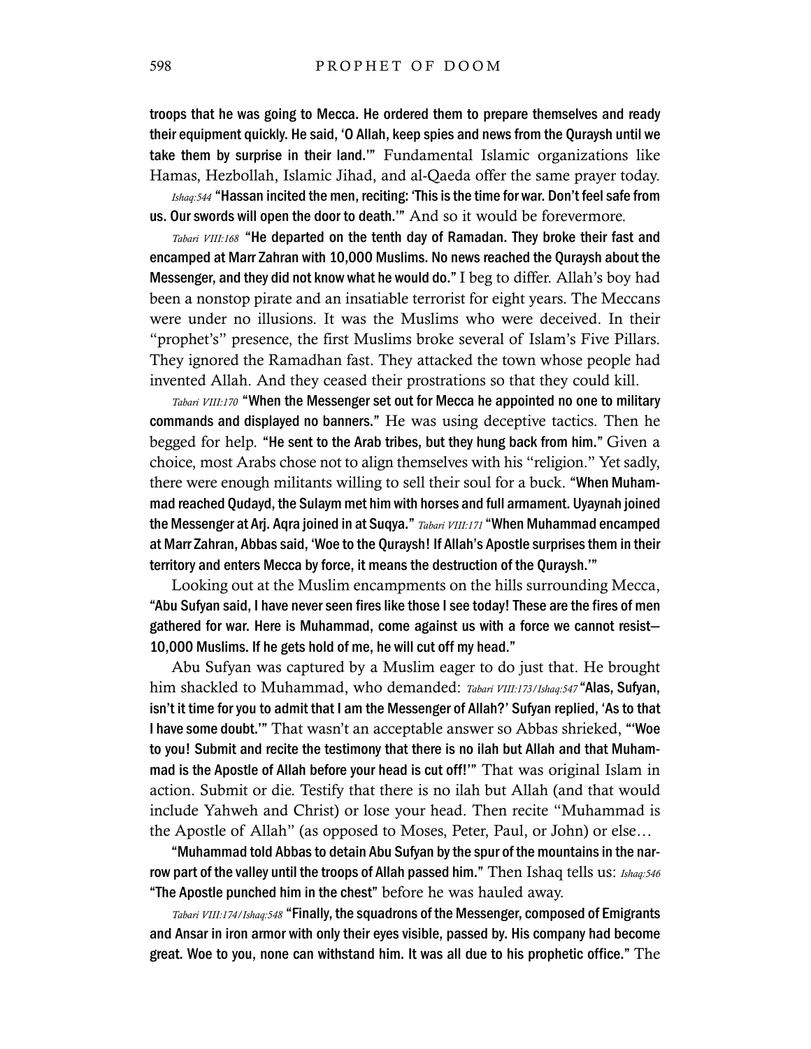**troops that he was going to Mecca. He ordered them to prepare themselves and ready their equipment quickly. He said, 'O Allah, keep spies and news from the Quraysh until we take them by surprise in their land.'"** Fundamental Islamic organizations like Hamas, Hezbollah, Islamic Jihad, and al-Qaeda offer the same prayer today.

*Ishaq:544* **"Hassan incited the men, reciting: 'This is the time for war. Don't feel safe from us. Our swords will open the door to death.'"** And so it would be forevermore.

*Tabari VIII:168* **"He departed on the tenth day of Ramadan. They broke their fast and encamped at Marr Zahran with 10,000 Muslims. No news reached the Quraysh about the Messenger, and they did not know what he would do."** I beg to differ. Allah's boy had been a nonstop pirate and an insatiable terrorist for eight years. The Meccans were under no illusions. It was the Muslims who were deceived. In their "prophet's" presence, the first Muslims broke several of Islam's Five Pillars. They ignored the Ramadhan fast. They attacked the town whose people had invented Allah. And they ceased their prostrations so that they could kill.

*Tabari VIII:170* **"When the Messenger set out for Mecca he appointed no one to military commands and displayed no banners."** He was using deceptive tactics. Then he begged for help. **"He sent to the Arab tribes, but they hung back from him."** Given a choice, most Arabs chose not to align themselves with his "religion." Yet sadly, there were enough militants willing to sell their soul for a buck. **"When Muhammad reached Qudayd, the Sulaym met him with horses and full armament. Uyaynah joined the Messenger at Arj. Aqra joined in at Suqya."** *Tabari VIII:171* **"When Muhammad encamped at Marr Zahran, Abbas said, 'Woe to the Quraysh! If Allah's Apostle surprises them in their territory and enters Mecca by force, it means the destruction of the Quraysh.'"**

Looking out at the Muslim encampments on the hills surrounding Mecca, **"Abu Sufyan said, I have never seen fires like those I see today! These are the fires of men gathered for war. Here is Muhammad, come against us with a force we cannot resist—10,000 Muslims. If he gets hold of me, he will cut off my head."**

Abu Sufyan was captured by a Muslim eager to do just that. He brought him shackled to Muhammad, who demanded: *Tabari VIII:173/Ishaq:547* **"Alas, Sufyan, isn't it time for you to admit that I am the Messenger of Allah?' Sufyan replied, 'As to that I have some doubt.'"** That wasn't an acceptable answer so Abbas shrieked, **"'Woe to you! Submit and recite the testimony that there is no ilah but Allah and that Muhammad is the Apostle of Allah before your head is cut off!'"** That was original Islam in action. Submit or die. Testify that there is no ilah but Allah (and that would include Yahweh and Christ) or lose your head. Then recite "Muhammad is the Apostle of Allah" (as opposed to Moses, Peter, Paul, or John) or else…

**"Muhammad told Abbas to detain Abu Sufyan by the spur of the mountains in the narrow part of the valley until the troops of Allah passed him."** Then Ishaq tells us: *Ishaq:546* **"The Apostle punched him in the chest"** before he was hauled away.

*Tabari VIII:174/Ishaq:548* **"Finally, the squadrons of the Messenger, composed of Emigrants and Ansar in iron armor with only their eyes visible, passed by. His company had become great. Woe to you, none can withstand him. It was all due to his prophetic office."** The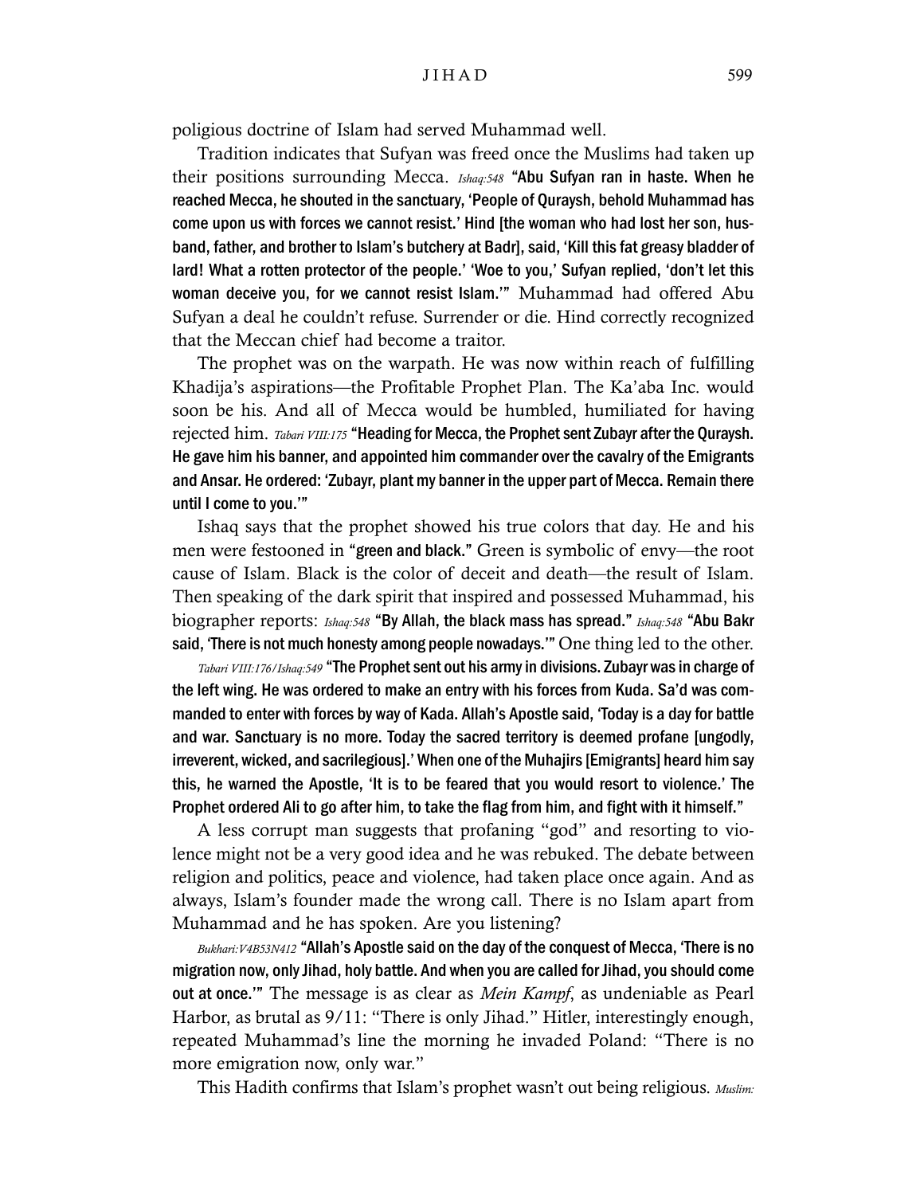poligious doctrine of Islam had served Muhammad well.

Tradition indicates that Sufyan was freed once the Muslims had taken up their positions surrounding Mecca. *Ishaq:548* **"Abu Sufyan ran in haste. When he reached Mecca, he shouted in the sanctuary, 'People of Quraysh, behold Muhammad has come upon us with forces we cannot resist.' Hind [the woman who had lost her son, husband, father, and brother to Islam's butchery at Badr], said, 'Kill this fat greasy bladder of lard! What a rotten protector of the people.' 'Woe to you,' Sufyan replied, 'don't let this woman deceive you, for we cannot resist Islam.'"** Muhammad had offered Abu Sufyan a deal he couldn't refuse. Surrender or die. Hind correctly recognized that the Meccan chief had become a traitor.

The prophet was on the warpath. He was now within reach of fulfilling Khadija's aspirations—the Profitable Prophet Plan. The Ka'aba Inc. would soon be his. And all of Mecca would be humbled, humiliated for having rejected him. *Tabari VIII:175* **"Heading for Mecca, the Prophet sent Zubayr after the Quraysh. He gave him his banner, and appointed him commander over the cavalry of the Emigrants and Ansar. He ordered: 'Zubayr, plant my banner in the upper part of Mecca. Remain there until I come to you.'"**

Ishaq says that the prophet showed his true colors that day. He and his men were festooned in **"green and black."** Green is symbolic of envy—the root cause of Islam. Black is the color of deceit and death—the result of Islam. Then speaking of the dark spirit that inspired and possessed Muhammad, his biographer reports: *Ishaq:548* **"By Allah, the black mass has spread."** *Ishaq:548* **"Abu Bakr said, 'There is not much honesty among people nowadays.'"** One thing led to the other.

*Tabari VIII:176/Ishaq:549* **"The Prophet sent out his army in divisions. Zubayr was in charge of the left wing. He was ordered to make an entry with his forces from Kuda. Sa'd was commanded to enter with forces by way of Kada. Allah's Apostle said, 'Today is a day for battle and war. Sanctuary is no more. Today the sacred territory is deemed profane [ungodly, irreverent, wicked, and sacrilegious].' When one of the Muhajirs [Emigrants] heard him say this, he warned the Apostle, 'It is to be feared that you would resort to violence.' The Prophet ordered Ali to go after him, to take the flag from him, and fight with it himself."**

A less corrupt man suggests that profaning "god" and resorting to violence might not be a very good idea and he was rebuked. The debate between religion and politics, peace and violence, had taken place once again. And as always, Islam's founder made the wrong call. There is no Islam apart from Muhammad and he has spoken. Are you listening?

*Bukhari:V4B53N412* **"Allah's Apostle said on the day of the conquest of Mecca, 'There is no migration now, only Jihad, holy battle. And when you are called for Jihad, you should come out at once.'"** The message is as clear as *Mein Kampf*, as undeniable as Pearl Harbor, as brutal as 9/11: "There is only Jihad." Hitler, interestingly enough, repeated Muhammad's line the morning he invaded Poland: "There is no more emigration now, only war."

This Hadith confirms that Islam's prophet wasn't out being religious. *Muslim:*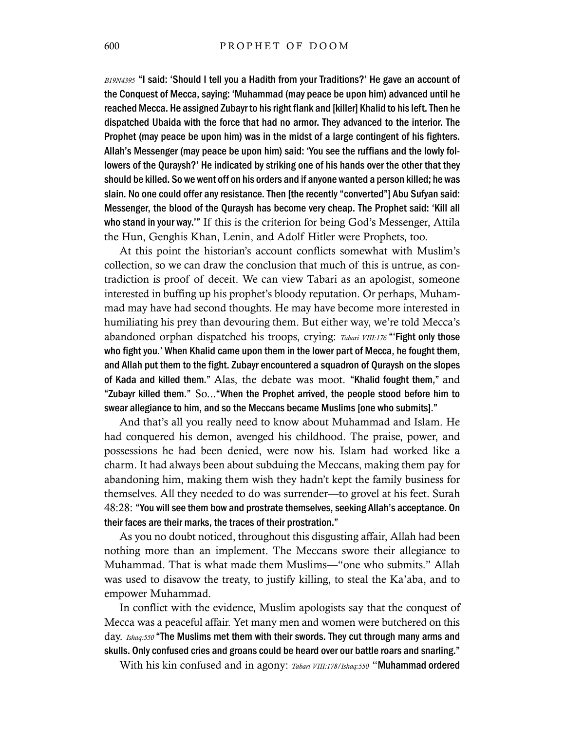*B19N4395* **"I said: 'Should I tell you a Hadith from your Traditions?' He gave an account of the Conquest of Mecca, saying: 'Muhammad (may peace be upon him) advanced until he reached Mecca. He assigned Zubayr to his right flank and [killer] Khalid to his left. Then he dispatched Ubaida with the force that had no armor. They advanced to the interior. The Prophet (may peace be upon him) was in the midst of a large contingent of his fighters. Allah's Messenger (may peace be upon him) said: 'You see the ruffians and the lowly followers of the Quraysh?' He indicated by striking one of his hands over the other that they should be killed. So we went off on his orders and if anyone wanted a person killed; he was slain. No one could offer any resistance. Then [the recently "converted"] Abu Sufyan said: Messenger, the blood of the Quraysh has become very cheap. The Prophet said: 'Kill all who stand in your way.'"** If this is the criterion for being God's Messenger, Attila the Hun, Genghis Khan, Lenin, and Adolf Hitler were Prophets, too.

At this point the historian's account conflicts somewhat with Muslim's collection, so we can draw the conclusion that much of this is untrue, as contradiction is proof of deceit. We can view Tabari as an apologist, someone interested in buffing up his prophet's bloody reputation. Or perhaps, Muhammad may have had second thoughts. He may have become more interested in humiliating his prey than devouring them. But either way, we're told Mecca's abandoned orphan dispatched his troops, crying: *Tabari VIII:176* **"'Fight only those who fight you.' When Khalid came upon them in the lower part of Mecca, he fought them, and Allah put them to the fight. Zubayr encountered a squadron of Quraysh on the slopes of Kada and killed them."** Alas, the debate was moot. **"Khalid fought them,"** and **"Zubayr killed them."** So…**"When the Prophet arrived, the people stood before him to swear allegiance to him, and so the Meccans became Muslims [one who submits]."**

And that's all you really need to know about Muhammad and Islam. He had conquered his demon, avenged his childhood. The praise, power, and possessions he had been denied, were now his. Islam had worked like a charm. It had always been about subduing the Meccans, making them pay for abandoning him, making them wish they hadn't kept the family business for themselves. All they needed to do was surrender—to grovel at his feet. Surah 48:28: **"You will see them bow and prostrate themselves, seeking Allah's acceptance. On their faces are their marks, the traces of their prostration."**

As you no doubt noticed, throughout this disgusting affair, Allah had been nothing more than an implement. The Meccans swore their allegiance to Muhammad. That is what made them Muslims—"one who submits." Allah was used to disavow the treaty, to justify killing, to steal the Ka'aba, and to empower Muhammad.

In conflict with the evidence, Muslim apologists say that the conquest of Mecca was a peaceful affair. Yet many men and women were butchered on this day. *Ishaq:550* **"The Muslims met them with their swords. They cut through many arms and skulls. Only confused cries and groans could be heard over our battle roars and snarling."**

With his kin confused and in agony: *Tabari VIII:178/Ishaq:550* "**Muhammad ordered**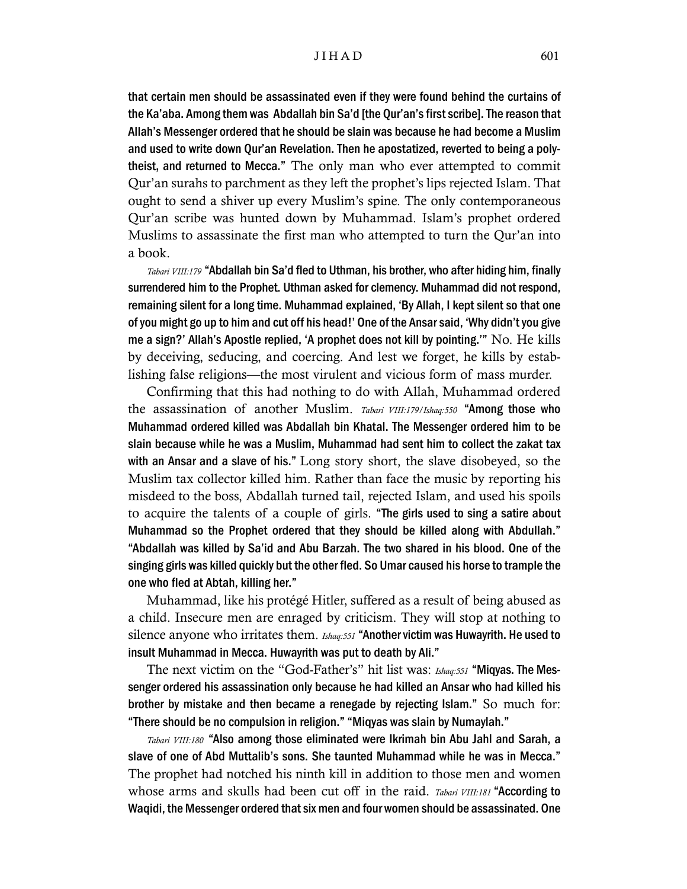**that certain men should be assassinated even if they were found behind the curtains of the Ka'aba. Among them was Abdallah bin Sa'd [the Qur'an's first scribe]. The reason that Allah's Messenger ordered that he should be slain was because he had become a Muslim and used to write down Qur'an Revelation. Then he apostatized, reverted to being a polytheist, and returned to Mecca."** The only man who ever attempted to commit Qur'an surahs to parchment as they left the prophet's lips rejected Islam. That ought to send a shiver up every Muslim's spine. The only contemporaneous Qur'an scribe was hunted down by Muhammad. Islam's prophet ordered Muslims to assassinate the first man who attempted to turn the Qur'an into a book.

*Tabari VIII:179* **"Abdallah bin Sa'd fled to Uthman, his brother, who after hiding him, finally surrendered him to the Prophet. Uthman asked for clemency. Muhammad did not respond, remaining silent for a long time. Muhammad explained, 'By Allah, I kept silent so that one of you might go up to him and cut off his head!' One of the Ansar said, 'Why didn't you give me a sign?' Allah's Apostle replied, 'A prophet does not kill by pointing.'"** No. He kills by deceiving, seducing, and coercing. And lest we forget, he kills by establishing false religions—the most virulent and vicious form of mass murder.

Confirming that this had nothing to do with Allah, Muhammad ordered the assassination of another Muslim. *Tabari VIII:179/Ishaq:550* **"Among those who Muhammad ordered killed was Abdallah bin Khatal. The Messenger ordered him to be slain because while he was a Muslim, Muhammad had sent him to collect the zakat tax with an Ansar and a slave of his."** Long story short, the slave disobeyed, so the Muslim tax collector killed him. Rather than face the music by reporting his misdeed to the boss, Abdallah turned tail, rejected Islam, and used his spoils to acquire the talents of a couple of girls. **"The girls used to sing a satire about Muhammad so the Prophet ordered that they should be killed along with Abdullah." "Abdallah was killed by Sa'id and Abu Barzah. The two shared in his blood. One of the singing girls was killed quickly but the other fled. So Umar caused his horse to trample the one who fled at Abtah, killing her."**

Muhammad, like his protégé Hitler, suffered as a result of being abused as a child. Insecure men are enraged by criticism. They will stop at nothing to silence anyone who irritates them. *Ishaq:551* **"Another victim was Huwayrith. He used to insult Muhammad in Mecca. Huwayrith was put to death by Ali."**

The next victim on the "God-Father's" hit list was: *Ishaq:551* **"Miqyas. The Messenger ordered his assassination only because he had killed an Ansar who had killed his brother by mistake and then became a renegade by rejecting Islam."** So much for: **"There should be no compulsion in religion." "Miqyas was slain by Numaylah."**

*Tabari VIII:180* **"Also among those eliminated were Ikrimah bin Abu Jahl and Sarah, a slave of one of Abd Muttalib's sons. She taunted Muhammad while he was in Mecca."** The prophet had notched his ninth kill in addition to those men and women whose arms and skulls had been cut off in the raid. *Tabari VIII:181* **"According to Waqidi, the Messenger ordered that six men and four women should be assassinated. One**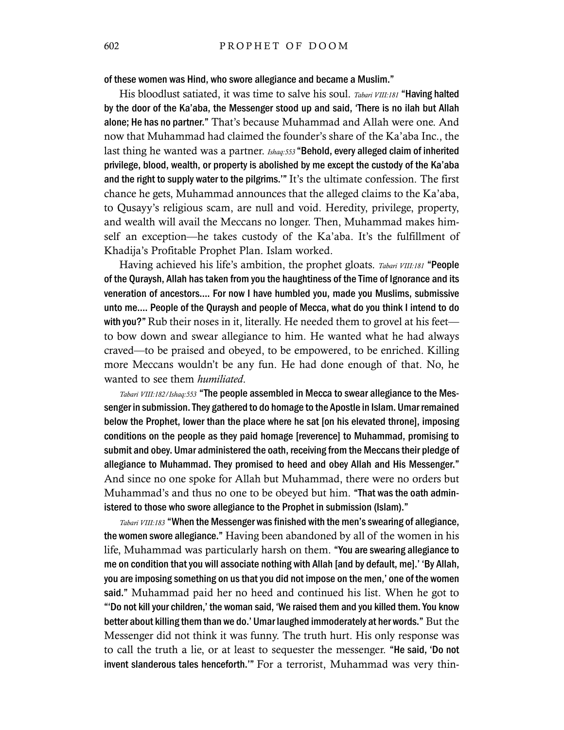of these women was Hind, who swore allegiance and became a Muslim."

His bloodlust satiated, it was time to salve his soul. *Tabari VIII:181* **"Having halted by the door of the Ka'aba, the Messenger stood up and said, 'There is no ilah but Allah alone; He has no partner."** That's because Muhammad and Allah were one. And now that Muhammad had claimed the founder's share of the Ka'aba Inc., the last thing he wanted was a partner. *Ishaq:553* **"Behold, every alleged claim of inherited privilege, blood, wealth, or property is abolished by me except the custody of the Ka'aba and the right to supply water to the pilgrims.'"** It's the ultimate confession. The first chance he gets, Muhammad announces that the alleged claims to the Ka'aba, to Qusayy's religious scam, are null and void. Heredity, privilege, property, and wealth will avail the Meccans no longer. Then, Muhammad makes himself an exception—he takes custody of the Ka'aba. It's the fulfillment of Khadija's Profitable Prophet Plan. Islam worked.

Having achieved his life's ambition, the prophet gloats. *Tabari VIII:181* **"People of the Quraysh, Allah has taken from you the haughtiness of the Time of Ignorance and its veneration of ancestors.... For now I have humbled you, made you Muslims, submissive unto me.... People of the Quraysh and people of Mecca, what do you think I intend to do with you?"** Rub their noses in it, literally. He needed them to grovel at his feet—to bow down and swear allegiance to him. He wanted what he had always craved—to be praised and obeyed, to be empowered, to be enriched. Killing more Meccans wouldn't be any fun. He had done enough of that. No, he wanted to see them *humiliated*.

*Tabari VIII:182/Ishaq:553* **"The people assembled in Mecca to swear allegiance to the Messenger in submission. They gathered to do homage to the Apostle in Islam. Umar remained below the Prophet, lower than the place where he sat [on his elevated throne], imposing conditions on the people as they paid homage [reverence] to Muhammad, promising to submit and obey. Umar administered the oath, receiving from the Meccans their pledge of allegiance to Muhammad. They promised to heed and obey Allah and His Messenger."** And since no one spoke for Allah but Muhammad, there were no orders but Muhammad's and thus no one to be obeyed but him. **"That was the oath administered to those who swore allegiance to the Prophet in submission (Islam)."**

*Tabari VIII:183* **"When the Messenger was finished with the men's swearing of allegiance, the women swore allegiance."** Having been abandoned by all of the women in his life, Muhammad was particularly harsh on them. **"You are swearing allegiance to me on condition that you will associate nothing with Allah [and by default, me].' 'By Allah, you are imposing something on us that you did not impose on the men,' one of the women said."** Muhammad paid her no heed and continued his list. When he got to **"'Do not kill your children,' the woman said, 'We raised them and you killed them. You know better about killing them than we do.' Umar laughed immoderately at her words."** But the Messenger did not think it was funny. The truth hurt. His only response was to call the truth a lie, or at least to sequester the messenger. **"He said, 'Do not invent slanderous tales henceforth.'"** For a terrorist, Muhammad was very thin-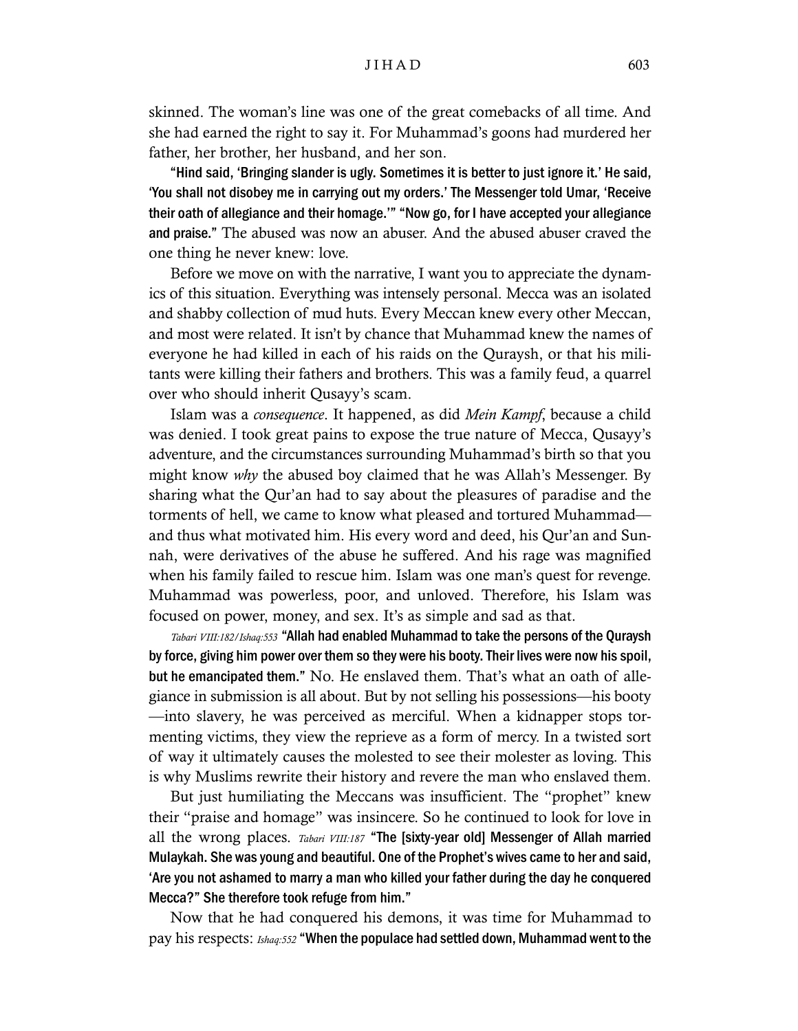skinned. The woman's line was one of the great comebacks of all time. And she had earned the right to say it. For Muhammad's goons had murdered her father, her brother, her husband, and her son.

**"Hind said, 'Bringing slander is ugly. Sometimes it is better to just ignore it.' He said, 'You shall not disobey me in carrying out my orders.' The Messenger told Umar, 'Receive their oath of allegiance and their homage.'" "Now go, for I have accepted your allegiance and praise."** The abused was now an abuser. And the abused abuser craved the one thing he never knew: love.

Before we move on with the narrative, I want you to appreciate the dynamics of this situation. Everything was intensely personal. Mecca was an isolated and shabby collection of mud huts. Every Meccan knew every other Meccan, and most were related. It isn't by chance that Muhammad knew the names of everyone he had killed in each of his raids on the Quraysh, or that his militants were killing their fathers and brothers. This was a family feud, a quarrel over who should inherit Qusayy's scam.

Islam was a *consequence*. It happened, as did *Mein Kampf*, because a child was denied. I took great pains to expose the true nature of Mecca, Qusayy's adventure, and the circumstances surrounding Muhammad's birth so that you might know *why* the abused boy claimed that he was Allah's Messenger. By sharing what the Qur'an had to say about the pleasures of paradise and the torments of hell, we came to know what pleased and tortured Muhammad—and thus what motivated him. His every word and deed, his Qur'an and Sunnah, were derivatives of the abuse he suffered. And his rage was magnified when his family failed to rescue him. Islam was one man's quest for revenge. Muhammad was powerless, poor, and unloved. Therefore, his Islam was focused on power, money, and sex. It's as simple and sad as that.

*Tabari VIII:182/Ishaq:553* **"Allah had enabled Muhammad to take the persons of the Quraysh by force, giving him power over them so they were his booty. Their lives were now his spoil, but he emancipated them."** No. He enslaved them. That's what an oath of allegiance in submission is all about. But by not selling his possessions—his booty—into slavery, he was perceived as merciful. When a kidnapper stops tormenting victims, they view the reprieve as a form of mercy. In a twisted sort of way it ultimately causes the molested to see their molester as loving. This is why Muslims rewrite their history and revere the man who enslaved them.

But just humiliating the Meccans was insufficient. The "prophet" knew their "praise and homage" was insincere. So he continued to look for love in all the wrong places. *Tabari VIII:187* **"The [sixty-year old] Messenger of Allah married Mulaykah. She was young and beautiful. One of the Prophet's wives came to her and said, 'Are you not ashamed to marry a man who killed your father during the day he conquered Mecca?" She therefore took refuge from him."**

Now that he had conquered his demons, it was time for Muhammad to pay his respects: *Ishaq:552* **"When the populace had settled down, Muhammad went to the**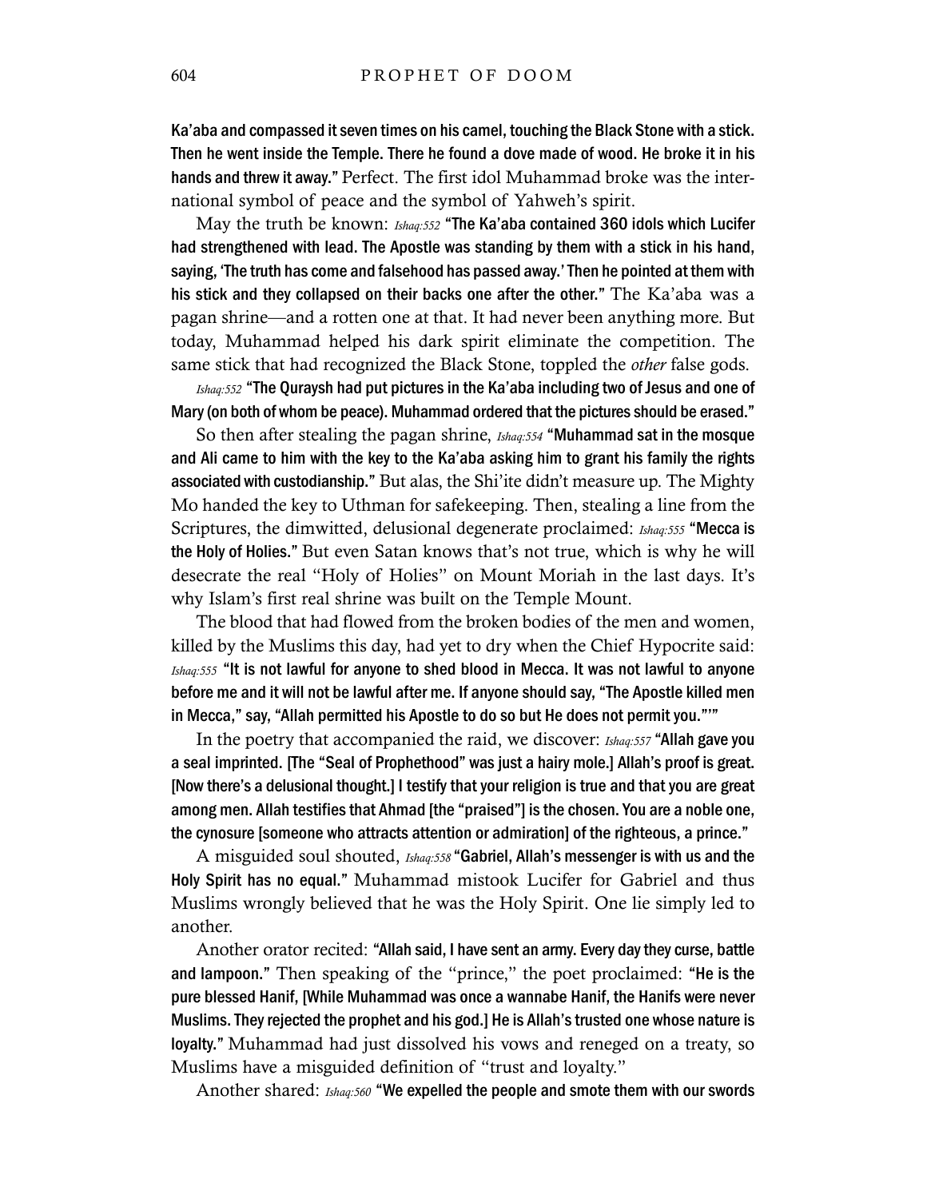Ka'aba and compassed it seven times on his camel, touching the Black Stone with a stick. Then he went inside the Temple. There he found a dove made of wood. He broke it in his hands and threw it away." Perfect. The first idol Muhammad broke was the international symbol of peace and the symbol of Yahweh's spirit.

May the truth be known: *Ishaq:552* **"The Ka'aba contained 360 idols which Lucifer had strengthened with lead. The Apostle was standing by them with a stick in his hand, saying, 'The truth has come and falsehood has passed away.' Then he pointed at them with his stick and they collapsed on their backs one after the other."** The Ka'aba was a pagan shrine—and a rotten one at that. It had never been anything more. But today, Muhammad helped his dark spirit eliminate the competition. The same stick that had recognized the Black Stone, toppled the *other* false gods.

*Ishaq:552* **"The Quraysh had put pictures in the Ka'aba including two of Jesus and one of Mary (on both of whom be peace). Muhammad ordered that the pictures should be erased."**

So then after stealing the pagan shrine, *Ishaq:554* **"Muhammad sat in the mosque and Ali came to him with the key to the Ka'aba asking him to grant his family the rights associated with custodianship."** But alas, the Shi'ite didn't measure up. The Mighty Mo handed the key to Uthman for safekeeping. Then, stealing a line from the Scriptures, the dimwitted, delusional degenerate proclaimed: *Ishaq:555* **"Mecca is the Holy of Holies."** But even Satan knows that's not true, which is why he will desecrate the real "Holy of Holies" on Mount Moriah in the last days. It's why Islam's first real shrine was built on the Temple Mount.

The blood that had flowed from the broken bodies of the men and women, killed by the Muslims this day, had yet to dry when the Chief Hypocrite said: *Ishaq:555* **"It is not lawful for anyone to shed blood in Mecca. It was not lawful to anyone before me and it will not be lawful after me. If anyone should say, "The Apostle killed men in Mecca," say, "Allah permitted his Apostle to do so but He does not permit you.""**

In the poetry that accompanied the raid, we discover: *Ishaq:557* **"Allah gave you a seal imprinted. [The "Seal of Prophethood" was just a hairy mole.] Allah's proof is great. [Now there's a delusional thought.] I testify that your religion is true and that you are great among men. Allah testifies that Ahmad [the "praised"] is the chosen. You are a noble one, the cynosure [someone who attracts attention or admiration] of the righteous, a prince."**

A misguided soul shouted, *Ishaq:558* **"Gabriel, Allah's messenger is with us and the Holy Spirit has no equal."** Muhammad mistook Lucifer for Gabriel and thus Muslims wrongly believed that he was the Holy Spirit. One lie simply led to another.

Another orator recited: **"Allah said, I have sent an army. Every day they curse, battle and lampoon."** Then speaking of the "prince," the poet proclaimed: **"He is the pure blessed Hanif, [While Muhammad was once a wannabe Hanif, the Hanifs were never Muslims. They rejected the prophet and his god.] He is Allah's trusted one whose nature is loyalty."** Muhammad had just dissolved his vows and reneged on a treaty, so Muslims have a misguided definition of "trust and loyalty."

Another shared: *Ishaq:560* **"We expelled the people and smote them with our swords**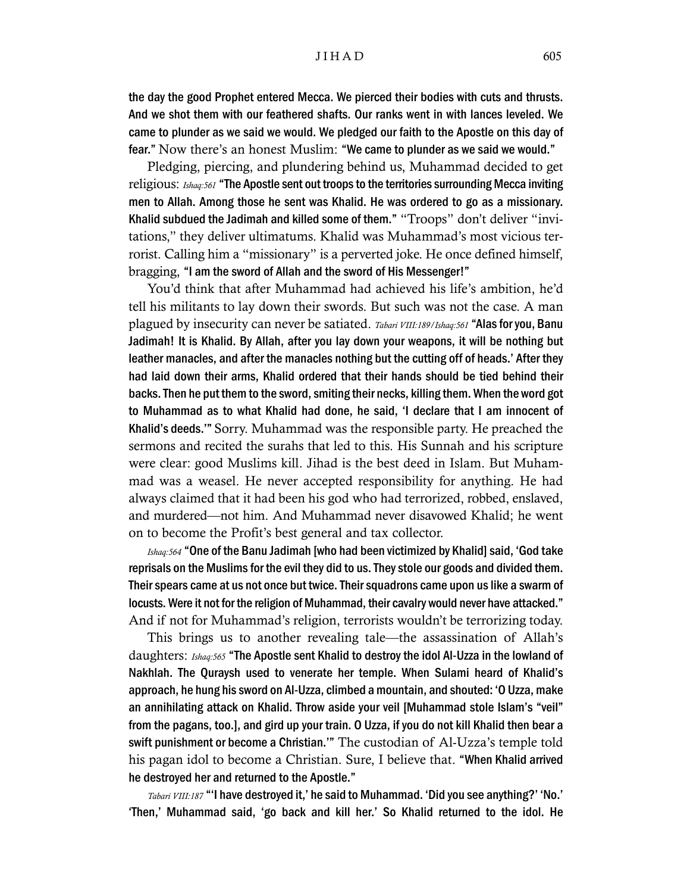**the day the good Prophet entered Mecca. We pierced their bodies with cuts and thrusts. And we shot them with our feathered shafts. Our ranks went in with lances leveled. We came to plunder as we said we would. We pledged our faith to the Apostle on this day of fear."** Now there's an honest Muslim: **"We came to plunder as we said we would."**

Pledging, piercing, and plundering behind us, Muhammad decided to get religious: *Ishaq:561* **"The Apostle sent out troops to the territories surrounding Mecca inviting men to Allah. Among those he sent was Khalid. He was ordered to go as a missionary. Khalid subdued the Jadimah and killed some of them."** "Troops" don't deliver "invitations," they deliver ultimatums. Khalid was Muhammad's most vicious terrorist. Calling him a "missionary" is a perverted joke. He once defined himself, bragging, **"I am the sword of Allah and the sword of His Messenger!"**

You'd think that after Muhammad had achieved his life's ambition, he'd tell his militants to lay down their swords. But such was not the case. A man plagued by insecurity can never be satiated. *Tabari VIII:189/Ishaq:561* **"Alas for you, Banu Jadimah! It is Khalid. By Allah, after you lay down your weapons, it will be nothing but leather manacles, and after the manacles nothing but the cutting off of heads.' After they had laid down their arms, Khalid ordered that their hands should be tied behind their backs. Then he put them to the sword, smiting their necks, killing them. When the word got to Muhammad as to what Khalid had done, he said, 'I declare that I am innocent of Khalid's deeds.'"** Sorry. Muhammad was the responsible party. He preached the sermons and recited the surahs that led to this. His Sunnah and his scripture were clear: good Muslims kill. Jihad is the best deed in Islam. But Muhammad was a weasel. He never accepted responsibility for anything. He had always claimed that it had been his god who had terrorized, robbed, enslaved, and murdered—not him. And Muhammad never disavowed Khalid; he went on to become the Profit's best general and tax collector.

*Ishaq:564* **"One of the Banu Jadimah [who had been victimized by Khalid] said, 'God take reprisals on the Muslims for the evil they did to us. They stole our goods and divided them. Their spears came at us not once but twice. Their squadrons came upon us like a swarm of locusts. Were it not for the religion of Muhammad, their cavalry would never have attacked."** And if not for Muhammad's religion, terrorists wouldn't be terrorizing today.

This brings us to another revealing tale—the assassination of Allah's daughters: *Ishaq:565* **"The Apostle sent Khalid to destroy the idol Al-Uzza in the lowland of Nakhlah. The Quraysh used to venerate her temple. When Sulami heard of Khalid's approach, he hung his sword on Al-Uzza, climbed a mountain, and shouted: 'O Uzza, make an annihilating attack on Khalid. Throw aside your veil [Muhammad stole Islam's "veil" from the pagans, too.], and gird up your train. O Uzza, if you do not kill Khalid then bear a swift punishment or become a Christian.'"** The custodian of Al-Uzza's temple told his pagan idol to become a Christian. Sure, I believe that. **"When Khalid arrived he destroyed her and returned to the Apostle."**

*Tabari VIII:187* **"'I have destroyed it,' he said to Muhammad. 'Did you see anything?' 'No.' 'Then,' Muhammad said, 'go back and kill her.' So Khalid returned to the idol. He**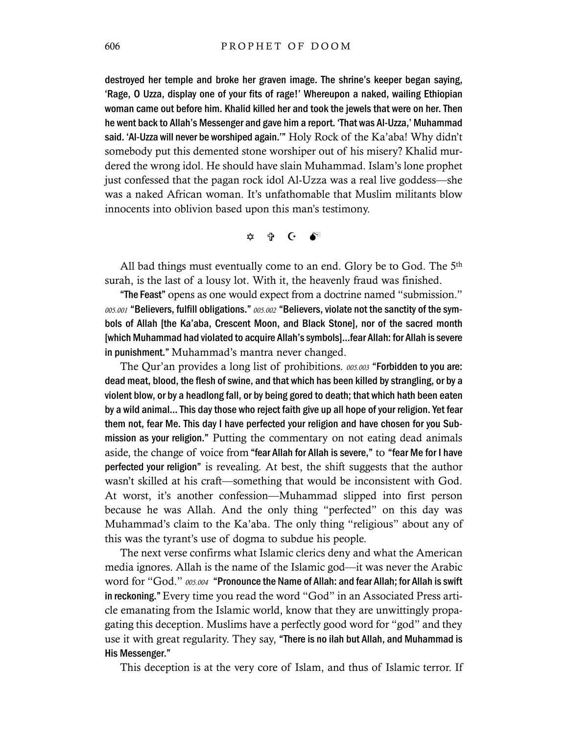**destroyed her temple and broke her graven image. The shrine's keeper began saying, 'Rage, O Uzza, display one of your fits of rage!' Whereupon a naked, wailing Ethiopian woman came out before him. Khalid killed her and took the jewels that were on her. Then he went back to Allah's Messenger and gave him a report. 'That was Al-Uzza,' Muhammad said. 'Al-Uzza will never be worshiped again.'"** Holy Rock of the Ka'aba! Why didn't somebody put this demented stone worshiper out of his misery? Khalid murdered the wrong idol. He should have slain Muhammad. Islam's lone prophet just confessed that the pagan rock idol Al-Uzza was a real live goddess—she was a naked African woman. It's unfathomable that Muslim militants blow innocents into oblivion based upon this man's testimony.

✡ ✞ ☪ 💣

All bad things must eventually come to an end. Glory be to God. The 5th surah, is the last of a lousy lot. With it, the heavenly fraud was finished.

**"The Feast"** opens as one would expect from a doctrine named "submission." *005.001* **"Believers, fulfill obligations."** *005.002* **"Believers, violate not the sanctity of the symbols of Allah [the Ka'aba, Crescent Moon, and Black Stone], nor of the sacred month [which Muhammad had violated to acquire Allah's symbols]…fear Allah: for Allah is severe in punishment."** Muhammad's mantra never changed.

The Qur'an provides a long list of prohibitions. *005.003* **"Forbidden to you are: dead meat, blood, the flesh of swine, and that which has been killed by strangling, or by a violent blow, or by a headlong fall, or by being gored to death; that which hath been eaten by a wild animal… This day those who reject faith give up all hope of your religion. Yet fear them not, fear Me. This day I have perfected your religion and have chosen for you Submission as your religion."** Putting the commentary on not eating dead animals aside, the change of voice from **"fear Allah for Allah is severe,"** to **"fear Me for I have perfected your religion"** is revealing. At best, the shift suggests that the author wasn't skilled at his craft—something that would be inconsistent with God. At worst, it's another confession—Muhammad slipped into first person because he was Allah. And the only thing "perfected" on this day was Muhammad's claim to the Ka'aba. The only thing "religious" about any of this was the tyrant's use of dogma to subdue his people.

The next verse confirms what Islamic clerics deny and what the American media ignores. Allah is the name of the Islamic god—it was never the Arabic word for "God." *005.004* **"Pronounce the Name of Allah: and fear Allah; for Allah is swift in reckoning."** Every time you read the word "God" in an Associated Press article emanating from the Islamic world, know that they are unwittingly propagating this deception. Muslims have a perfectly good word for "god" and they use it with great regularity. They say, **"There is no ilah but Allah, and Muhammad is His Messenger."**

This deception is at the very core of Islam, and thus of Islamic terror. If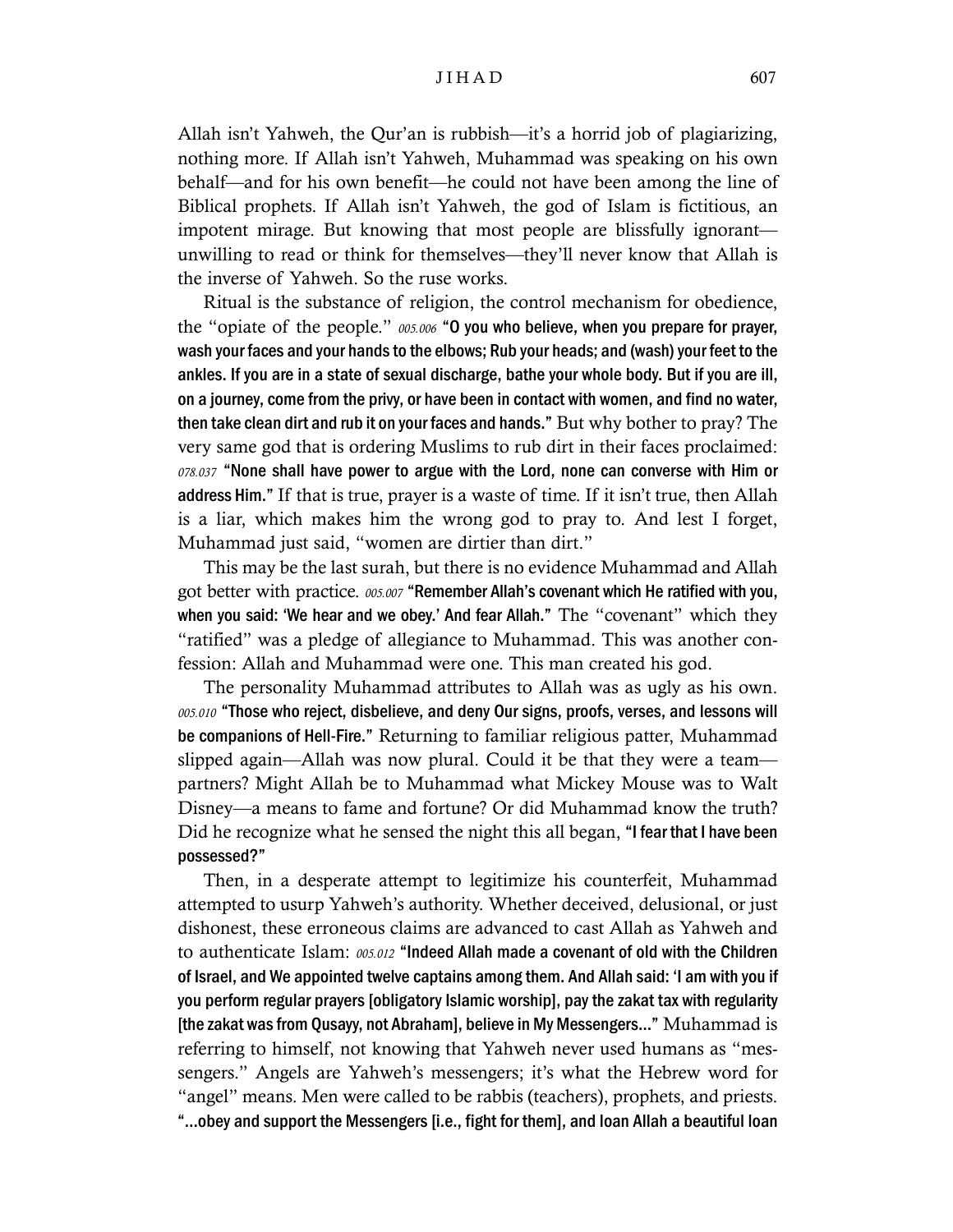Allah isn't Yahweh, the Qur'an is rubbish—it's a horrid job of plagiarizing, nothing more. If Allah isn't Yahweh, Muhammad was speaking on his own behalf—and for his own benefit—he could not have been among the line of Biblical prophets. If Allah isn't Yahweh, the god of Islam is fictitious, an impotent mirage. But knowing that most people are blissfully ignorant—unwilling to read or think for themselves—they'll never know that Allah is the inverse of Yahweh. So the ruse works.

Ritual is the substance of religion, the control mechanism for obedience, the "opiate of the people." *005.006* **"O you who believe, when you prepare for prayer, wash your faces and your hands to the elbows; Rub your heads; and (wash) your feet to the ankles. If you are in a state of sexual discharge, bathe your whole body. But if you are ill, on a journey, come from the privy, or have been in contact with women, and find no water, then take clean dirt and rub it on your faces and hands."** But why bother to pray? The very same god that is ordering Muslims to rub dirt in their faces proclaimed: *078.037* **"None shall have power to argue with the Lord, none can converse with Him or address Him."** If that is true, prayer is a waste of time. If it isn't true, then Allah is a liar, which makes him the wrong god to pray to. And lest I forget, Muhammad just said, "women are dirtier than dirt."

This may be the last surah, but there is no evidence Muhammad and Allah got better with practice. *005.007* **"Remember Allah's covenant which He ratified with you, when you said: 'We hear and we obey.' And fear Allah."** The "covenant" which they "ratified" was a pledge of allegiance to Muhammad. This was another confession: Allah and Muhammad were one. This man created his god.

The personality Muhammad attributes to Allah was as ugly as his own. *005.010* **"Those who reject, disbelieve, and deny Our signs, proofs, verses, and lessons will be companions of Hell-Fire."** Returning to familiar religious patter, Muhammad slipped again—Allah was now plural. Could it be that they were a team—partners? Might Allah be to Muhammad what Mickey Mouse was to Walt Disney—a means to fame and fortune? Or did Muhammad know the truth? Did he recognize what he sensed the night this all began, **"I fear that I have been possessed?"**

Then, in a desperate attempt to legitimize his counterfeit, Muhammad attempted to usurp Yahweh's authority. Whether deceived, delusional, or just dishonest, these erroneous claims are advanced to cast Allah as Yahweh and to authenticate Islam: *005.012* **"Indeed Allah made a covenant of old with the Children of Israel, and We appointed twelve captains among them. And Allah said: 'I am with you if you perform regular prayers [obligatory Islamic worship], pay the zakat tax with regularity [the zakat was from Qusayy, not Abraham], believe in My Messengers..."** Muhammad is referring to himself, not knowing that Yahweh never used humans as "messengers." Angels are Yahweh's messengers; it's what the Hebrew word for "angel" means. Men were called to be rabbis (teachers), prophets, and priests. **"...obey and support the Messengers [i.e., fight for them], and loan Allah a beautiful loan**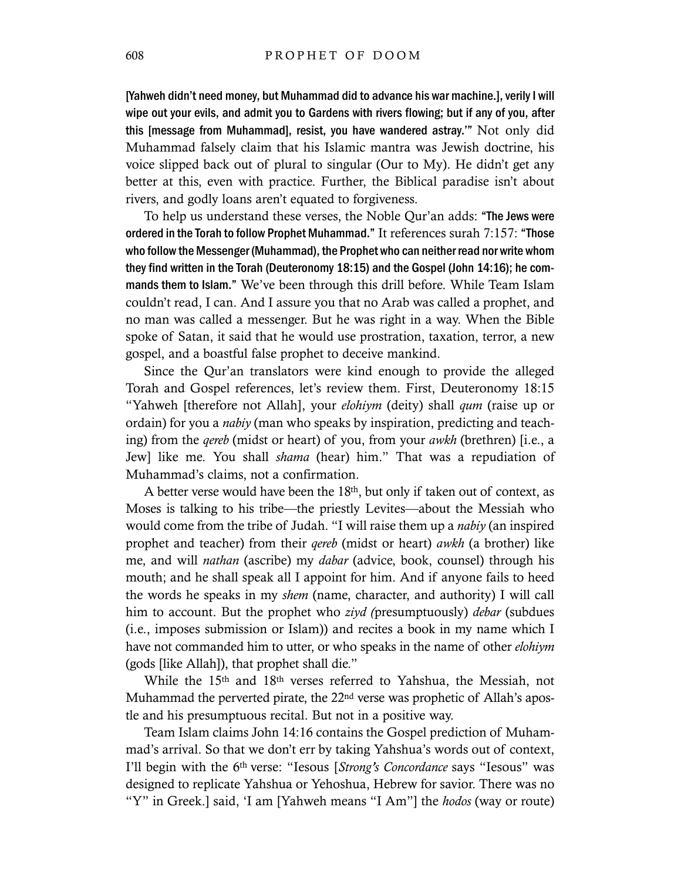**[Yahweh didn't need money, but Muhammad did to advance his war machine.], verily I will wipe out your evils, and admit you to Gardens with rivers flowing; but if any of you, after this [message from Muhammad], resist, you have wandered astray.'"** Not only did Muhammad falsely claim that his Islamic mantra was Jewish doctrine, his voice slipped back out of plural to singular (Our to My). He didn't get any better at this, even with practice. Further, the Biblical paradise isn't about rivers, and godly loans aren't equated to forgiveness.

To help us understand these verses, the Noble Qur'an adds: **"The Jews were ordered in the Torah to follow Prophet Muhammad."** It references surah 7:157: **"Those who follow the Messenger (Muhammad), the Prophet who can neither read nor write whom they find written in the Torah (Deuteronomy 18:15) and the Gospel (John 14:16); he commands them to Islam."** We've been through this drill before. While Team Islam couldn't read, I can. And I assure you that no Arab was called a prophet, and no man was called a messenger. But he was right in a way. When the Bible spoke of Satan, it said that he would use prostration, taxation, terror, a new gospel, and a boastful false prophet to deceive mankind.

Since the Qur'an translators were kind enough to provide the alleged Torah and Gospel references, let's review them. First, Deuteronomy 18:15 "Yahweh [therefore not Allah], your *elohiym* (deity) shall *qum* (raise up or ordain) for you a *nabiy* (man who speaks by inspiration, predicting and teaching) from the *qereb* (midst or heart) of you, from your *awkh* (brethren) [i.e., a Jew] like me. You shall *shama* (hear) him." That was a repudiation of Muhammad's claims, not a confirmation.

A better verse would have been the 18th, but only if taken out of context, as Moses is talking to his tribe—the priestly Levites—about the Messiah who would come from the tribe of Judah. "I will raise them up a *nabiy* (an inspired prophet and teacher) from their *qereb* (midst or heart) *awkh* (a brother) like me, and will *nathan* (ascribe) my *dabar* (advice, book, counsel) through his mouth; and he shall speak all I appoint for him. And if anyone fails to heed the words he speaks in my *shem* (name, character, and authority) I will call him to account. But the prophet who *ziyd (*presumptuously) *debar* (subdues (i.e., imposes submission or Islam)) and recites a book in my name which I have not commanded him to utter, or who speaks in the name of other *elohiym* (gods [like Allah]), that prophet shall die."

While the 15th and 18th verses referred to Yahshua, the Messiah, not Muhammad the perverted pirate, the 22nd verse was prophetic of Allah's apostle and his presumptuous recital. But not in a positive way.

Team Islam claims John 14:16 contains the Gospel prediction of Muhammad's arrival. So that we don't err by taking Yahshua's words out of context, I'll begin with the 6th verse: "Iesous [*Strong's Concordance* says "Iesous" was designed to replicate Yahshua or Yehoshua, Hebrew for savior. There was no "Y" in Greek.] said, 'I am [Yahweh means "I Am"] the *hodos* (way or route)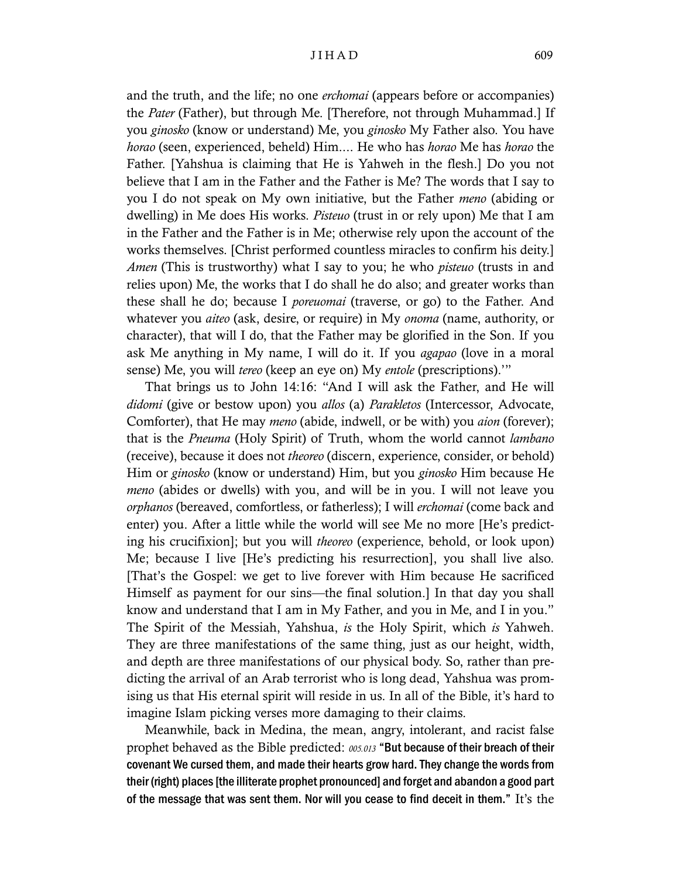and the truth, and the life; no one *erchomai* (appears before or accompanies) the *Pater* (Father), but through Me. [Therefore, not through Muhammad.] If you *ginosko* (know or understand) Me, you *ginosko* My Father also. You have *horao* (seen, experienced, beheld) Him.... He who has *horao* Me has *horao* the Father. [Yahshua is claiming that He is Yahweh in the flesh.] Do you not believe that I am in the Father and the Father is Me? The words that I say to you I do not speak on My own initiative, but the Father *meno* (abiding or dwelling) in Me does His works. *Pisteuo* (trust in or rely upon) Me that I am in the Father and the Father is in Me; otherwise rely upon the account of the works themselves. [Christ performed countless miracles to confirm his deity.] *Amen* (This is trustworthy) what I say to you; he who *pisteuo* (trusts in and relies upon) Me, the works that I do shall he do also; and greater works than these shall he do; because I *poreuomai* (traverse, or go) to the Father. And whatever you *aiteo* (ask, desire, or require) in My *onoma* (name, authority, or character), that will I do, that the Father may be glorified in the Son. If you ask Me anything in My name, I will do it. If you *agapao* (love in a moral sense) Me, you will *tereo* (keep an eye on) My *entole* (prescriptions).'"

That brings us to John 14:16: "And I will ask the Father, and He will *didomi* (give or bestow upon) you *allos* (a) *Parakletos* (Intercessor, Advocate, Comforter), that He may *meno* (abide, indwell, or be with) you *aion* (forever); that is the *Pneuma* (Holy Spirit) of Truth, whom the world cannot *lambano* (receive), because it does not *theoreo* (discern, experience, consider, or behold) Him or *ginosko* (know or understand) Him, but you *ginosko* Him because He *meno* (abides or dwells) with you, and will be in you. I will not leave you *orphanos* (bereaved, comfortless, or fatherless); I will *erchomai* (come back and enter) you. After a little while the world will see Me no more [He's predicting his crucifixion]; but you will *theoreo* (experience, behold, or look upon) Me; because I live [He's predicting his resurrection], you shall live also. [That's the Gospel: we get to live forever with Him because He sacrificed Himself as payment for our sins—the final solution.] In that day you shall know and understand that I am in My Father, and you in Me, and I in you." The Spirit of the Messiah, Yahshua, *is* the Holy Spirit, which *is* Yahweh. They are three manifestations of the same thing, just as our height, width, and depth are three manifestations of our physical body. So, rather than predicting the arrival of an Arab terrorist who is long dead, Yahshua was promising us that His eternal spirit will reside in us. In all of the Bible, it's hard to imagine Islam picking verses more damaging to their claims.

Meanwhile, back in Medina, the mean, angry, intolerant, and racist false prophet behaved as the Bible predicted: *005.013* **"But because of their breach of their covenant We cursed them, and made their hearts grow hard. They change the words from their (right) places [the illiterate prophet pronounced] and forget and abandon a good part of the message that was sent them. Nor will you cease to find deceit in them."** It's the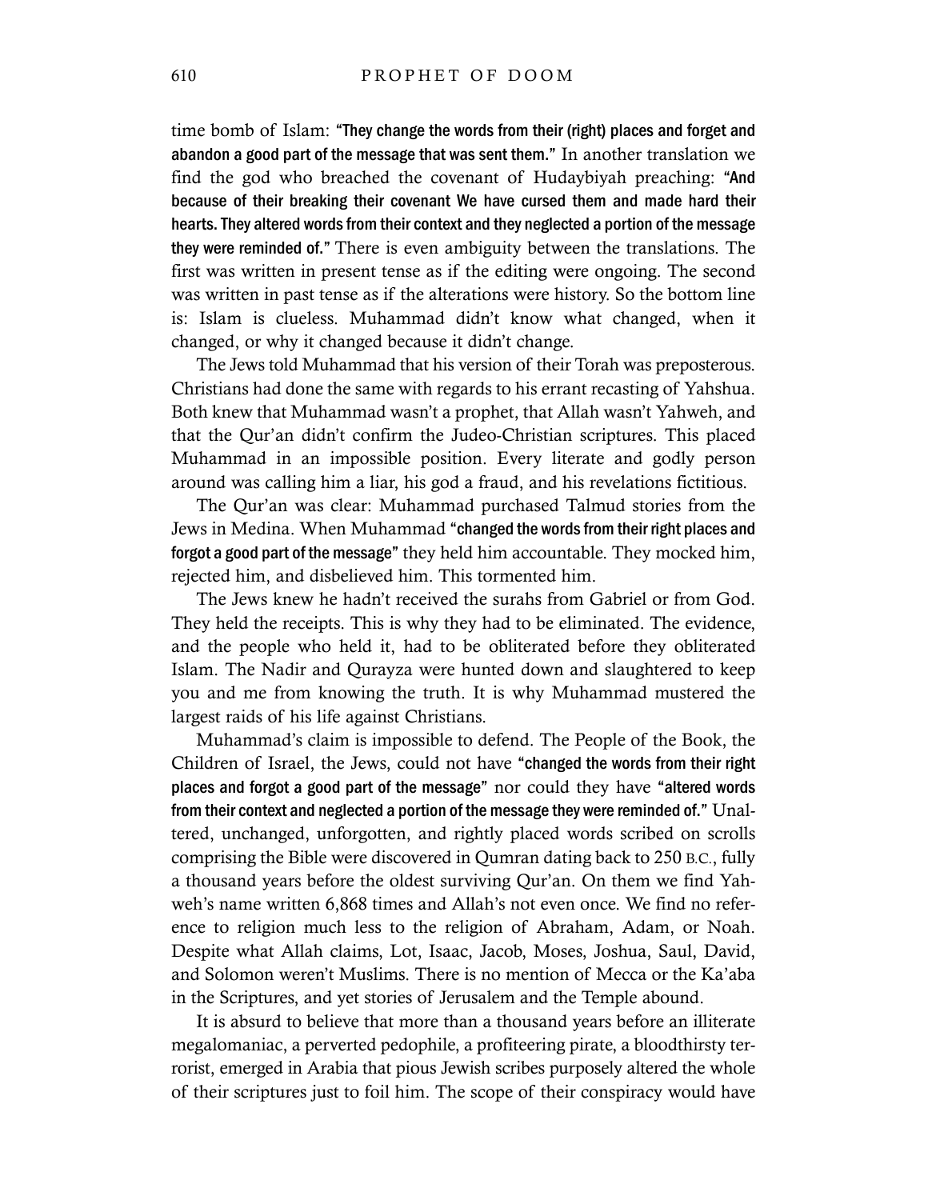time bomb of Islam: **"They change the words from their (right) places and forget and abandon a good part of the message that was sent them."** In another translation we find the god who breached the covenant of Hudaybiyah preaching: **"And because of their breaking their covenant We have cursed them and made hard their hearts. They altered words from their context and they neglected a portion of the message they were reminded of."** There is even ambiguity between the translations. The first was written in present tense as if the editing were ongoing. The second was written in past tense as if the alterations were history. So the bottom line is: Islam is clueless. Muhammad didn't know what changed, when it changed, or why it changed because it didn't change.

The Jews told Muhammad that his version of their Torah was preposterous. Christians had done the same with regards to his errant recasting of Yahshua. Both knew that Muhammad wasn't a prophet, that Allah wasn't Yahweh, and that the Qur'an didn't confirm the Judeo-Christian scriptures. This placed Muhammad in an impossible position. Every literate and godly person around was calling him a liar, his god a fraud, and his revelations fictitious.

The Qur'an was clear: Muhammad purchased Talmud stories from the Jews in Medina. When Muhammad **"changed the words from their right places and forgot a good part of the message"** they held him accountable. They mocked him, rejected him, and disbelieved him. This tormented him.

The Jews knew he hadn't received the surahs from Gabriel or from God. They held the receipts. This is why they had to be eliminated. The evidence, and the people who held it, had to be obliterated before they obliterated Islam. The Nadir and Qurayza were hunted down and slaughtered to keep you and me from knowing the truth. It is why Muhammad mustered the largest raids of his life against Christians.

Muhammad's claim is impossible to defend. The People of the Book, the Children of Israel, the Jews, could not have **"changed the words from their right places and forgot a good part of the message"** nor could they have **"altered words from their context and neglected a portion of the message they were reminded of."** Unaltered, unchanged, unforgotten, and rightly placed words scribed on scrolls comprising the Bible were discovered in Qumran dating back to 250 B.C., fully a thousand years before the oldest surviving Qur'an. On them we find Yahweh's name written 6,868 times and Allah's not even once. We find no reference to religion much less to the religion of Abraham, Adam, or Noah. Despite what Allah claims, Lot, Isaac, Jacob, Moses, Joshua, Saul, David, and Solomon weren't Muslims. There is no mention of Mecca or the Ka'aba in the Scriptures, and yet stories of Jerusalem and the Temple abound.

It is absurd to believe that more than a thousand years before an illiterate megalomaniac, a perverted pedophile, a profiteering pirate, a bloodthirsty terrorist, emerged in Arabia that pious Jewish scribes purposely altered the whole of their scriptures just to foil him. The scope of their conspiracy would have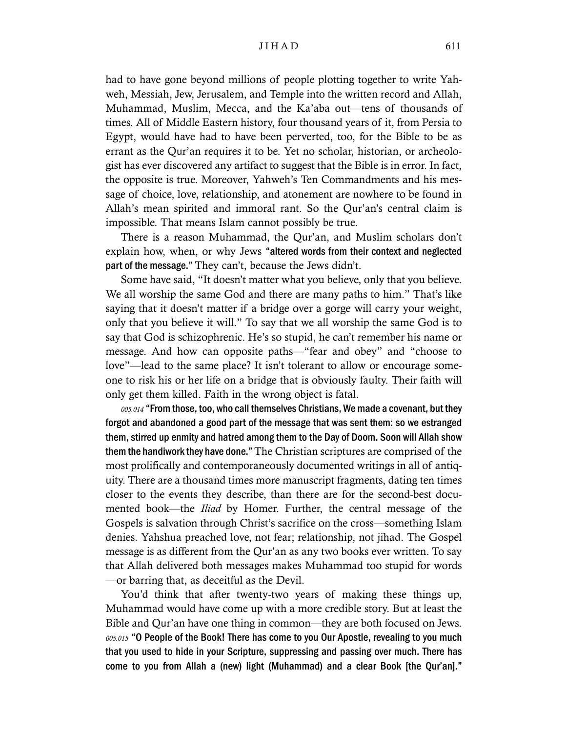had to have gone beyond millions of people plotting together to write Yahweh, Messiah, Jew, Jerusalem, and Temple into the written record and Allah, Muhammad, Muslim, Mecca, and the Ka'aba out—tens of thousands of times. All of Middle Eastern history, four thousand years of it, from Persia to Egypt, would have had to have been perverted, too, for the Bible to be as errant as the Qur'an requires it to be. Yet no scholar, historian, or archeologist has ever discovered any artifact to suggest that the Bible is in error. In fact, the opposite is true. Moreover, Yahweh's Ten Commandments and his message of choice, love, relationship, and atonement are nowhere to be found in Allah's mean spirited and immoral rant. So the Qur'an's central claim is impossible. That means Islam cannot possibly be true.

There is a reason Muhammad, the Qur'an, and Muslim scholars don't explain how, when, or why Jews **"altered words from their context and neglected part of the message."** They can't, because the Jews didn't.

Some have said, "It doesn't matter what you believe, only that you believe. We all worship the same God and there are many paths to him." That's like saying that it doesn't matter if a bridge over a gorge will carry your weight, only that you believe it will." To say that we all worship the same God is to say that God is schizophrenic. He's so stupid, he can't remember his name or message. And how can opposite paths—"fear and obey" and "choose to love"—lead to the same place? It isn't tolerant to allow or encourage someone to risk his or her life on a bridge that is obviously faulty. Their faith will only get them killed. Faith in the wrong object is fatal.

*005.014* **"From those, too, who call themselves Christians, We made a covenant, but they forgot and abandoned a good part of the message that was sent them: so we estranged them, stirred up enmity and hatred among them to the Day of Doom. Soon will Allah show them the handiwork they have done."** The Christian scriptures are comprised of the most prolifically and contemporaneously documented writings in all of antiquity. There are a thousand times more manuscript fragments, dating ten times closer to the events they describe, than there are for the second-best documented book—the *Iliad* by Homer. Further, the central message of the Gospels is salvation through Christ's sacrifice on the cross—something Islam denies. Yahshua preached love, not fear; relationship, not jihad. The Gospel message is as different from the Qur'an as any two books ever written. To say that Allah delivered both messages makes Muhammad too stupid for words—or barring that, as deceitful as the Devil.

You'd think that after twenty-two years of making these things up, Muhammad would have come up with a more credible story. But at least the Bible and Qur'an have one thing in common—they are both focused on Jews. *005.015* **"O People of the Book! There has come to you Our Apostle, revealing to you much that you used to hide in your Scripture, suppressing and passing over much. There has come to you from Allah a (new) light (Muhammad) and a clear Book [the Qur'an]."**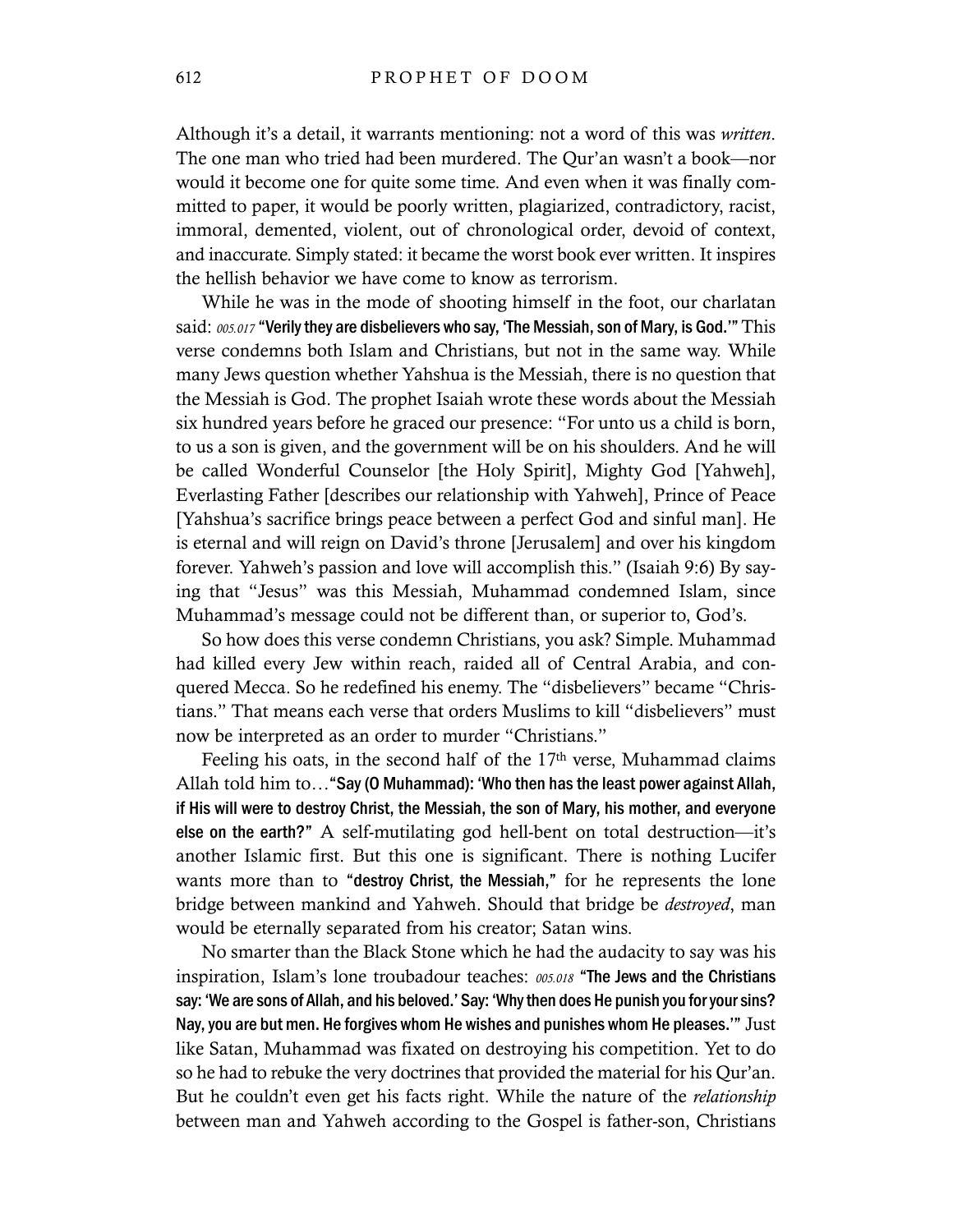Although it's a detail, it warrants mentioning: not a word of this was *written*. The one man who tried had been murdered. The Qur'an wasn't a book—nor would it become one for quite some time. And even when it was finally committed to paper, it would be poorly written, plagiarized, contradictory, racist, immoral, demented, violent, out of chronological order, devoid of context, and inaccurate. Simply stated: it became the worst book ever written. It inspires the hellish behavior we have come to know as terrorism.

While he was in the mode of shooting himself in the foot, our charlatan said: *005.017* **"Verily they are disbelievers who say, 'The Messiah, son of Mary, is God.'"** This verse condemns both Islam and Christians, but not in the same way. While many Jews question whether Yahshua is the Messiah, there is no question that the Messiah is God. The prophet Isaiah wrote these words about the Messiah six hundred years before he graced our presence: "For unto us a child is born, to us a son is given, and the government will be on his shoulders. And he will be called Wonderful Counselor [the Holy Spirit], Mighty God [Yahweh], Everlasting Father [describes our relationship with Yahweh], Prince of Peace [Yahshua's sacrifice brings peace between a perfect God and sinful man]. He is eternal and will reign on David's throne [Jerusalem] and over his kingdom forever. Yahweh's passion and love will accomplish this." (Isaiah 9:6) By saying that "Jesus" was this Messiah, Muhammad condemned Islam, since Muhammad's message could not be different than, or superior to, God's.

So how does this verse condemn Christians, you ask? Simple. Muhammad had killed every Jew within reach, raided all of Central Arabia, and conquered Mecca. So he redefined his enemy. The "disbelievers" became "Christians." That means each verse that orders Muslims to kill "disbelievers" must now be interpreted as an order to murder "Christians."

Feeling his oats, in the second half of the 17th verse, Muhammad claims Allah told him to…**"Say (O Muhammad): 'Who then has the least power against Allah, if His will were to destroy Christ, the Messiah, the son of Mary, his mother, and everyone else on the earth?"** A self-mutilating god hell-bent on total destruction—it's another Islamic first. But this one is significant. There is nothing Lucifer wants more than to **"destroy Christ, the Messiah,"** for he represents the lone bridge between mankind and Yahweh. Should that bridge be *destroyed*, man would be eternally separated from his creator; Satan wins.

No smarter than the Black Stone which he had the audacity to say was his inspiration, Islam's lone troubadour teaches: *005.018* **"The Jews and the Christians say: 'We are sons of Allah, and his beloved.' Say: 'Why then does He punish you for your sins? Nay, you are but men. He forgives whom He wishes and punishes whom He pleases.'"** Just like Satan, Muhammad was fixated on destroying his competition. Yet to do so he had to rebuke the very doctrines that provided the material for his Qur'an. But he couldn't even get his facts right. While the nature of the *relationship* between man and Yahweh according to the Gospel is father-son, Christians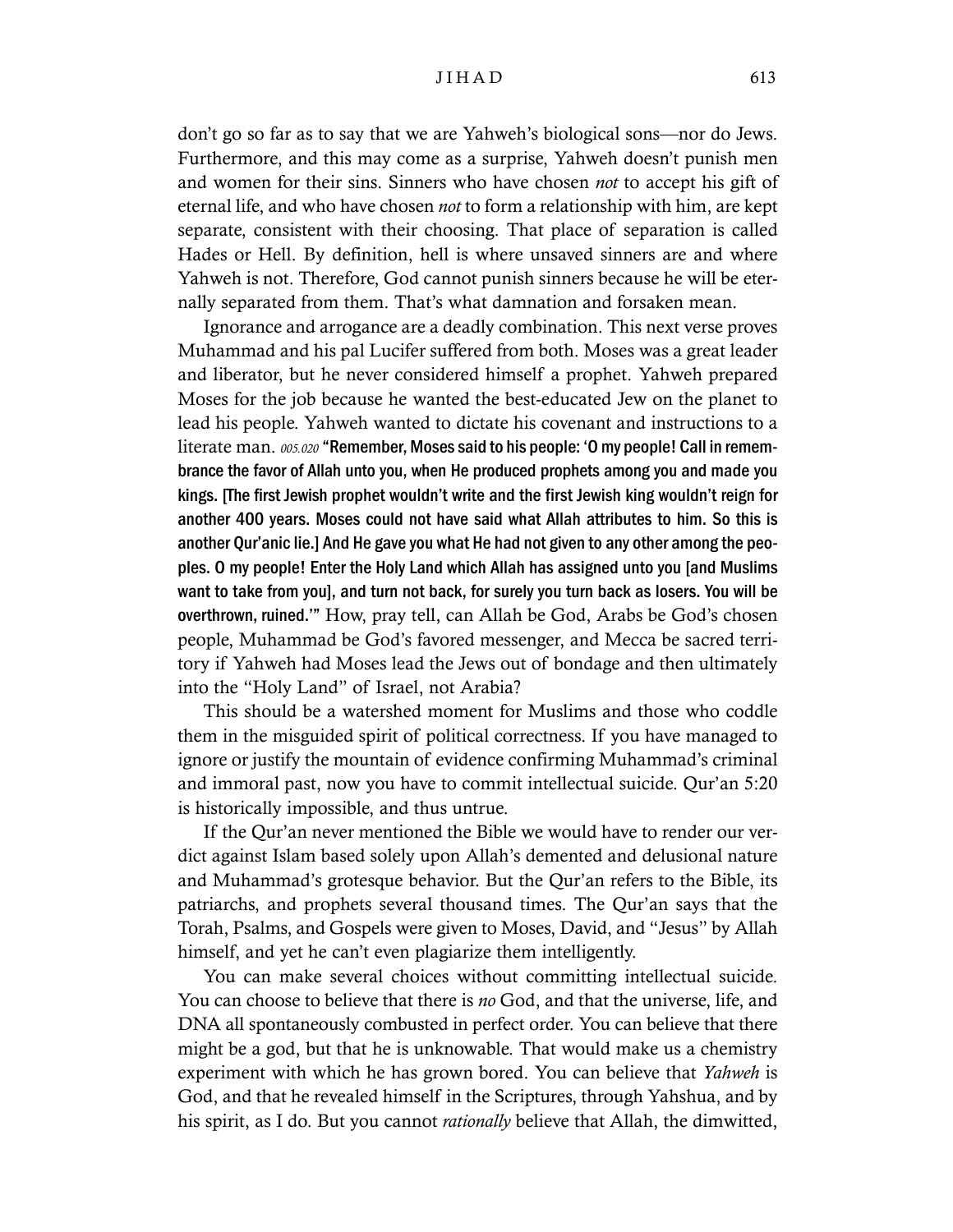don't go so far as to say that we are Yahweh's biological sons—nor do Jews. Furthermore, and this may come as a surprise, Yahweh doesn't punish men and women for their sins. Sinners who have chosen *not* to accept his gift of eternal life, and who have chosen *not* to form a relationship with him, are kept separate, consistent with their choosing. That place of separation is called Hades or Hell. By definition, hell is where unsaved sinners are and where Yahweh is not. Therefore, God cannot punish sinners because he will be eternally separated from them. That's what damnation and forsaken mean.

Ignorance and arrogance are a deadly combination. This next verse proves Muhammad and his pal Lucifer suffered from both. Moses was a great leader and liberator, but he never considered himself a prophet. Yahweh prepared Moses for the job because he wanted the best-educated Jew on the planet to lead his people. Yahweh wanted to dictate his covenant and instructions to a literate man. *005.020* **"Remember, Moses said to his people: 'O my people! Call in remembrance the favor of Allah unto you, when He produced prophets among you and made you kings. [The first Jewish prophet wouldn't write and the first Jewish king wouldn't reign for another 400 years. Moses could not have said what Allah attributes to him. So this is another Qur'anic lie.] And He gave you what He had not given to any other among the peoples. O my people! Enter the Holy Land which Allah has assigned unto you [and Muslims want to take from you], and turn not back, for surely you turn back as losers. You will be overthrown, ruined.'"** How, pray tell, can Allah be God, Arabs be God's chosen people, Muhammad be God's favored messenger, and Mecca be sacred territory if Yahweh had Moses lead the Jews out of bondage and then ultimately into the "Holy Land" of Israel, not Arabia?

This should be a watershed moment for Muslims and those who coddle them in the misguided spirit of political correctness. If you have managed to ignore or justify the mountain of evidence confirming Muhammad's criminal and immoral past, now you have to commit intellectual suicide. Qur'an 5:20 is historically impossible, and thus untrue.

If the Qur'an never mentioned the Bible we would have to render our verdict against Islam based solely upon Allah's demented and delusional nature and Muhammad's grotesque behavior. But the Qur'an refers to the Bible, its patriarchs, and prophets several thousand times. The Qur'an says that the Torah, Psalms, and Gospels were given to Moses, David, and "Jesus" by Allah himself, and yet he can't even plagiarize them intelligently.

You can make several choices without committing intellectual suicide. You can choose to believe that there is *no* God, and that the universe, life, and DNA all spontaneously combusted in perfect order. You can believe that there might be a god, but that he is unknowable. That would make us a chemistry experiment with which he has grown bored. You can believe that *Yahweh* is God, and that he revealed himself in the Scriptures, through Yahshua, and by his spirit, as I do. But you cannot *rationally* believe that Allah, the dimwitted,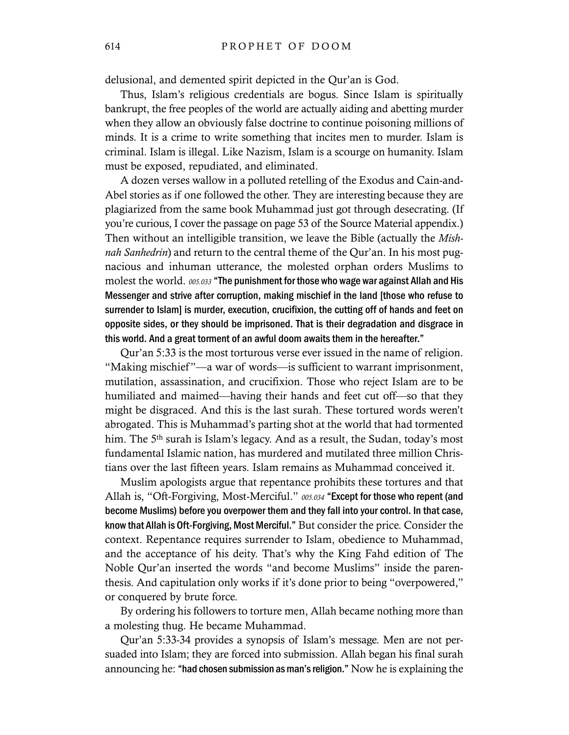delusional, and demented spirit depicted in the Qur'an is God.

Thus, Islam's religious credentials are bogus. Since Islam is spiritually bankrupt, the free peoples of the world are actually aiding and abetting murder when they allow an obviously false doctrine to continue poisoning millions of minds. It is a crime to write something that incites men to murder. Islam is criminal. Islam is illegal. Like Nazism, Islam is a scourge on humanity. Islam must be exposed, repudiated, and eliminated.

A dozen verses wallow in a polluted retelling of the Exodus and Cain-and-Abel stories as if one followed the other. They are interesting because they are plagiarized from the same book Muhammad just got through desecrating. (If you're curious, I cover the passage on page 53 of the Source Material appendix.) Then without an intelligible transition, we leave the Bible (actually the *Mishnah Sanhedrin*) and return to the central theme of the Qur'an. In his most pugnacious and inhuman utterance, the molested orphan orders Muslims to molest the world. *005.033* **"The punishment for those who wage war against Allah and His Messenger and strive after corruption, making mischief in the land [those who refuse to surrender to Islam] is murder, execution, crucifixion, the cutting off of hands and feet on opposite sides, or they should be imprisoned. That is their degradation and disgrace in this world. And a great torment of an awful doom awaits them in the hereafter."**

Qur'an 5:33 is the most torturous verse ever issued in the name of religion. "Making mischief"—a war of words—is sufficient to warrant imprisonment, mutilation, assassination, and crucifixion. Those who reject Islam are to be humiliated and maimed—having their hands and feet cut off—so that they might be disgraced. And this is the last surah. These tortured words weren't abrogated. This is Muhammad's parting shot at the world that had tormented him. The 5th surah is Islam's legacy. And as a result, the Sudan, today's most fundamental Islamic nation, has murdered and mutilated three million Christians over the last fifteen years. Islam remains as Muhammad conceived it.

Muslim apologists argue that repentance prohibits these tortures and that Allah is, "Oft-Forgiving, Most-Merciful." *005.034* **"Except for those who repent (and become Muslims) before you overpower them and they fall into your control. In that case, know that Allah is Oft-Forgiving, Most Merciful."** But consider the price. Consider the context. Repentance requires surrender to Islam, obedience to Muhammad, and the acceptance of his deity. That's why the King Fahd edition of The Noble Qur'an inserted the words "and become Muslims" inside the parenthesis. And capitulation only works if it's done prior to being "overpowered," or conquered by brute force.

By ordering his followers to torture men, Allah became nothing more than a molesting thug. He became Muhammad.

Qur'an 5:33-34 provides a synopsis of Islam's message. Men are not persuaded into Islam; they are forced into submission. Allah began his final surah announcing he: **"had chosen submission as man's religion."** Now he is explaining the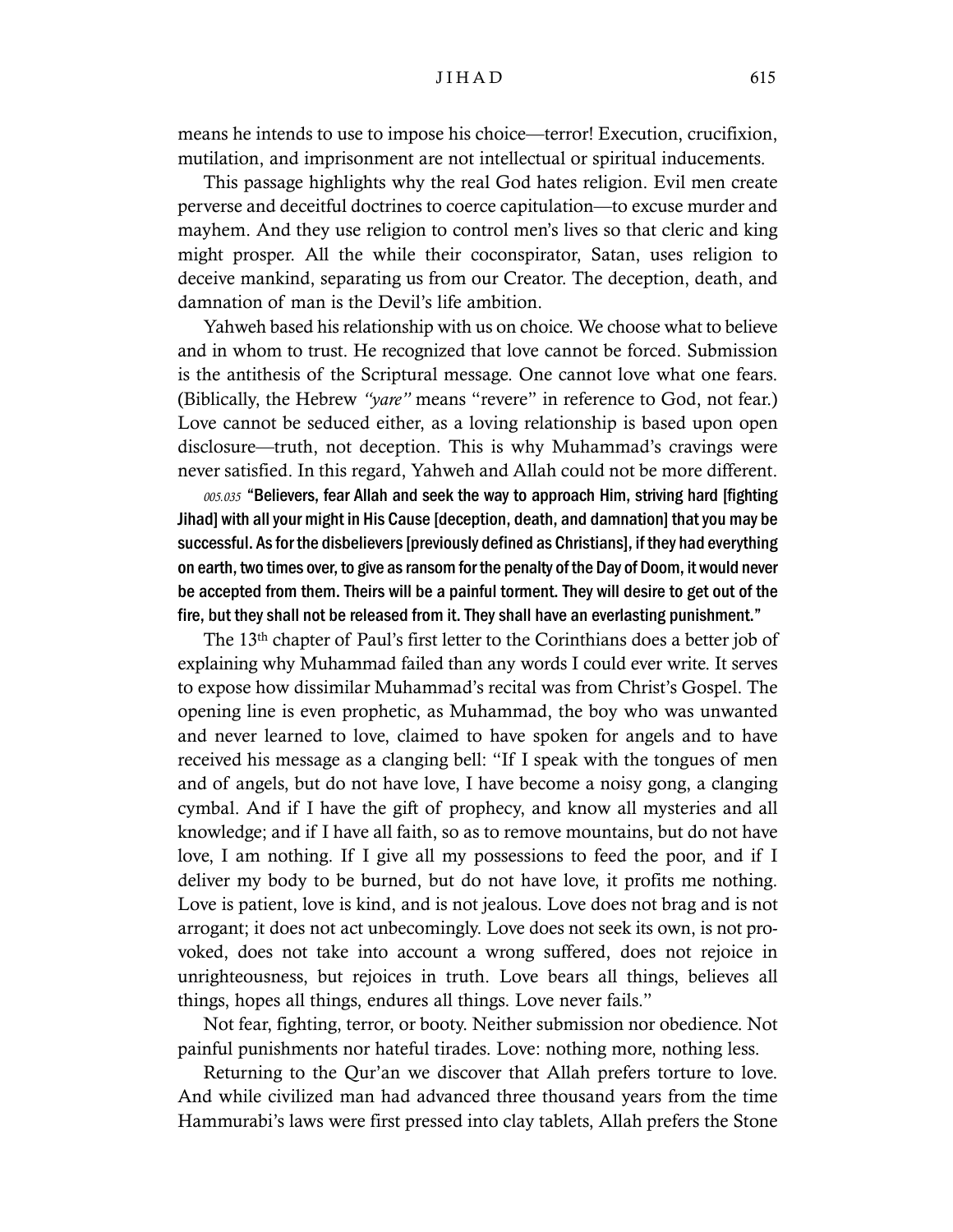means he intends to use to impose his choice—terror! Execution, crucifixion, mutilation, and imprisonment are not intellectual or spiritual inducements.

This passage highlights why the real God hates religion. Evil men create perverse and deceitful doctrines to coerce capitulation—to excuse murder and mayhem. And they use religion to control men's lives so that cleric and king might prosper. All the while their coconspirator, Satan, uses religion to deceive mankind, separating us from our Creator. The deception, death, and damnation of man is the Devil's life ambition.

Yahweh based his relationship with us on choice. We choose what to believe and in whom to trust. He recognized that love cannot be forced. Submission is the antithesis of the Scriptural message. One cannot love what one fears. (Biblically, the Hebrew *"yare"* means "revere" in reference to God, not fear.) Love cannot be seduced either, as a loving relationship is based upon open disclosure—truth, not deception. This is why Muhammad's cravings were never satisfied. In this regard, Yahweh and Allah could not be more different.

*005.035* **"Believers, fear Allah and seek the way to approach Him, striving hard [fighting Jihad] with all your might in His Cause [deception, death, and damnation] that you may be successful. As for the disbelievers [previously defined as Christians], if they had everything on earth, two times over, to give as ransom for the penalty of the Day of Doom, it would never be accepted from them. Theirs will be a painful torment. They will desire to get out of the fire, but they shall not be released from it. They shall have an everlasting punishment."**

The 13th chapter of Paul's first letter to the Corinthians does a better job of explaining why Muhammad failed than any words I could ever write. It serves to expose how dissimilar Muhammad's recital was from Christ's Gospel. The opening line is even prophetic, as Muhammad, the boy who was unwanted and never learned to love, claimed to have spoken for angels and to have received his message as a clanging bell: "If I speak with the tongues of men and of angels, but do not have love, I have become a noisy gong, a clanging cymbal. And if I have the gift of prophecy, and know all mysteries and all knowledge; and if I have all faith, so as to remove mountains, but do not have love, I am nothing. If I give all my possessions to feed the poor, and if I deliver my body to be burned, but do not have love, it profits me nothing. Love is patient, love is kind, and is not jealous. Love does not brag and is not arrogant; it does not act unbecomingly. Love does not seek its own, is not provoked, does not take into account a wrong suffered, does not rejoice in unrighteousness, but rejoices in truth. Love bears all things, believes all things, hopes all things, endures all things. Love never fails."

Not fear, fighting, terror, or booty. Neither submission nor obedience. Not painful punishments nor hateful tirades. Love: nothing more, nothing less.

Returning to the Qur'an we discover that Allah prefers torture to love. And while civilized man had advanced three thousand years from the time Hammurabi's laws were first pressed into clay tablets, Allah prefers the Stone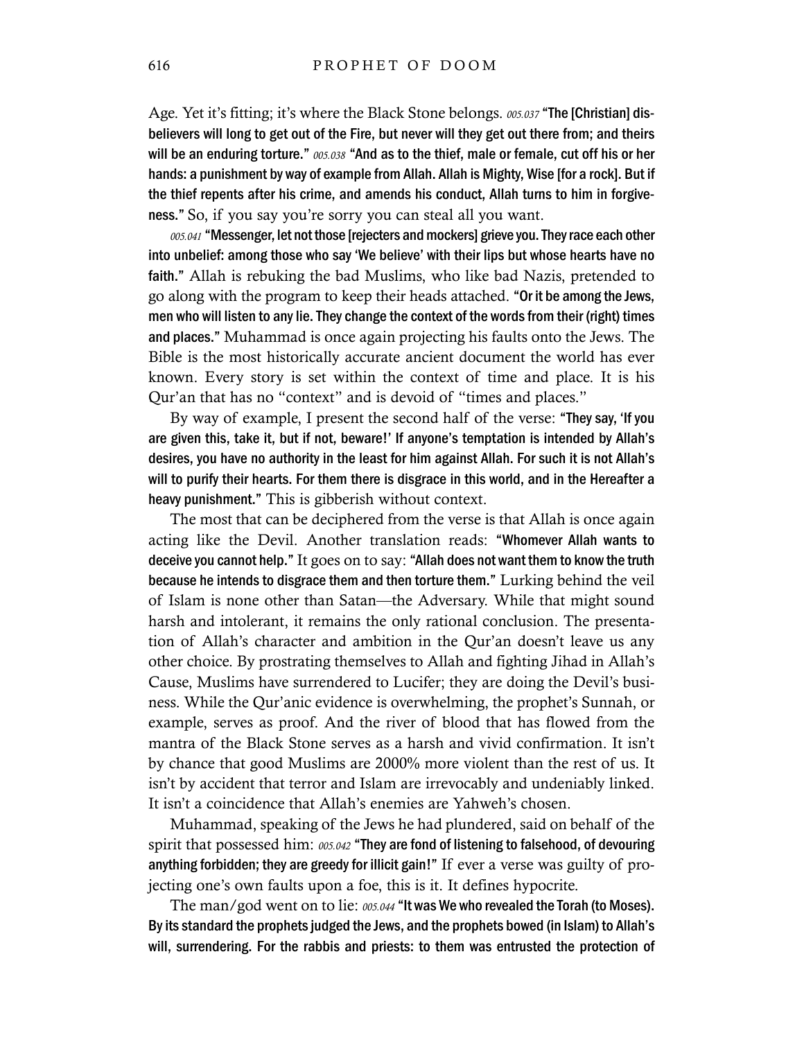Age. Yet it's fitting; it's where the Black Stone belongs. *005.037* **"The [Christian] disbelievers will long to get out of the Fire, but never will they get out there from; and theirs will be an enduring torture."** *005.038* **"And as to the thief, male or female, cut off his or her hands: a punishment by way of example from Allah. Allah is Mighty, Wise [for a rock]. But if the thief repents after his crime, and amends his conduct, Allah turns to him in forgiveness."** So, if you say you're sorry you can steal all you want.

*005.041* **"Messenger, let not those [rejecters and mockers] grieve you. They race each other into unbelief: among those who say 'We believe' with their lips but whose hearts have no faith."** Allah is rebuking the bad Muslims, who like bad Nazis, pretended to go along with the program to keep their heads attached. **"Or it be among the Jews, men who will listen to any lie. They change the context of the words from their (right) times and places."** Muhammad is once again projecting his faults onto the Jews. The Bible is the most historically accurate ancient document the world has ever known. Every story is set within the context of time and place. It is his Qur'an that has no "context" and is devoid of "times and places."

By way of example, I present the second half of the verse: **"They say, 'If you are given this, take it, but if not, beware!' If anyone's temptation is intended by Allah's desires, you have no authority in the least for him against Allah. For such it is not Allah's will to purify their hearts. For them there is disgrace in this world, and in the Hereafter a heavy punishment."** This is gibberish without context.

The most that can be deciphered from the verse is that Allah is once again acting like the Devil. Another translation reads: **"Whomever Allah wants to deceive you cannot help."** It goes on to say: **"Allah does not want them to know the truth because he intends to disgrace them and then torture them."** Lurking behind the veil of Islam is none other than Satan—the Adversary. While that might sound harsh and intolerant, it remains the only rational conclusion. The presentation of Allah's character and ambition in the Qur'an doesn't leave us any other choice. By prostrating themselves to Allah and fighting Jihad in Allah's Cause, Muslims have surrendered to Lucifer; they are doing the Devil's business. While the Qur'anic evidence is overwhelming, the prophet's Sunnah, or example, serves as proof. And the river of blood that has flowed from the mantra of the Black Stone serves as a harsh and vivid confirmation. It isn't by chance that good Muslims are 2000% more violent than the rest of us. It isn't by accident that terror and Islam are irrevocably and undeniably linked. It isn't a coincidence that Allah's enemies are Yahweh's chosen.

Muhammad, speaking of the Jews he had plundered, said on behalf of the spirit that possessed him: *005.042* **"They are fond of listening to falsehood, of devouring anything forbidden; they are greedy for illicit gain!"** If ever a verse was guilty of projecting one's own faults upon a foe, this is it. It defines hypocrite.

The man/god went on to lie: *005.044* **"It was We who revealed the Torah (to Moses). By its standard the prophets judged the Jews, and the prophets bowed (in Islam) to Allah's will, surrendering. For the rabbis and priests: to them was entrusted the protection of**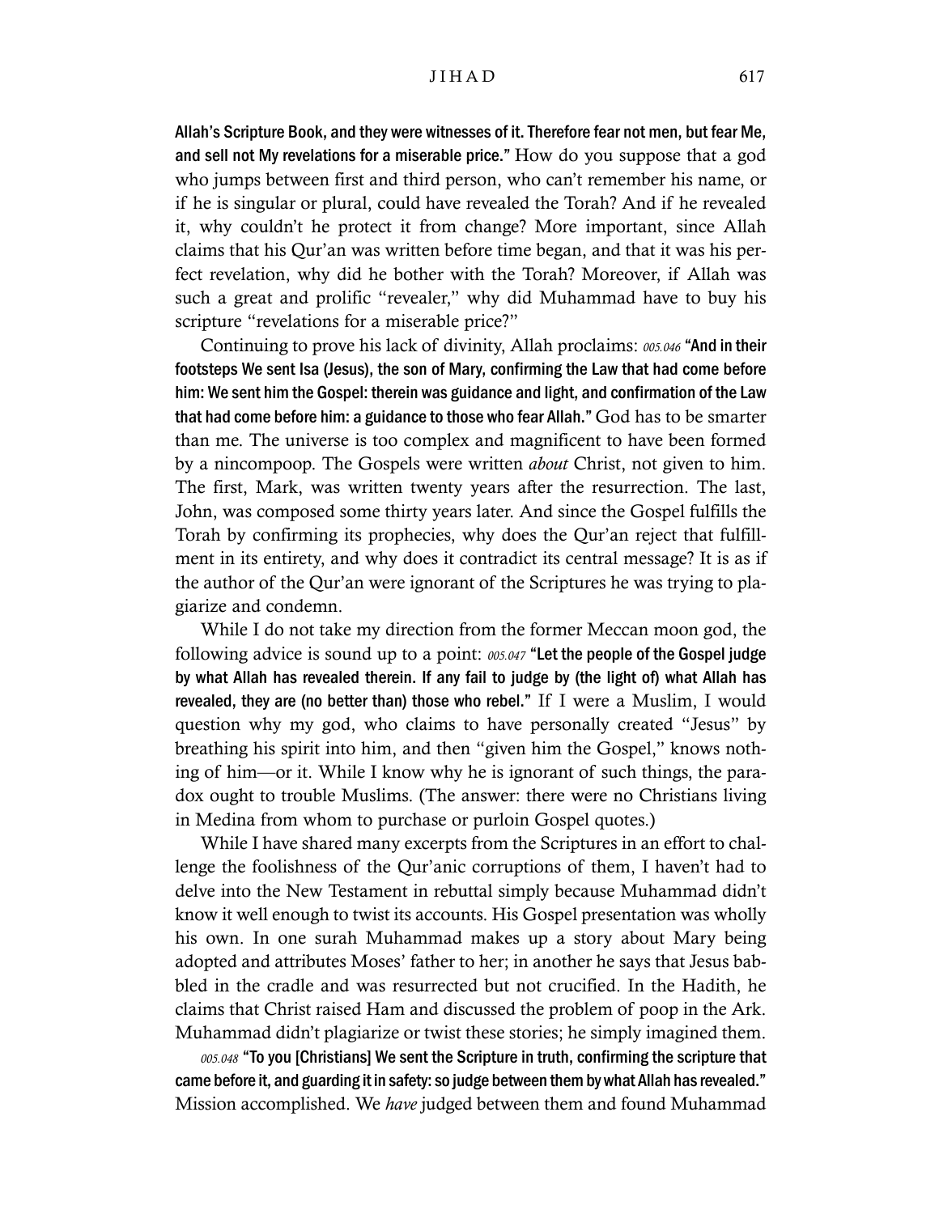**Allah's Scripture Book, and they were witnesses of it. Therefore fear not men, but fear Me, and sell not My revelations for a miserable price."** How do you suppose that a god who jumps between first and third person, who can't remember his name, or if he is singular or plural, could have revealed the Torah? And if he revealed it, why couldn't he protect it from change? More important, since Allah claims that his Qur'an was written before time began, and that it was his perfect revelation, why did he bother with the Torah? Moreover, if Allah was such a great and prolific "revealer," why did Muhammad have to buy his scripture "revelations for a miserable price?"

Continuing to prove his lack of divinity, Allah proclaims: *005.046* **"And in their footsteps We sent Isa (Jesus), the son of Mary, confirming the Law that had come before him: We sent him the Gospel: therein was guidance and light, and confirmation of the Law that had come before him: a guidance to those who fear Allah."** God has to be smarter than me. The universe is too complex and magnificent to have been formed by a nincompoop. The Gospels were written *about* Christ, not given to him. The first, Mark, was written twenty years after the resurrection. The last, John, was composed some thirty years later. And since the Gospel fulfills the Torah by confirming its prophecies, why does the Qur'an reject that fulfillment in its entirety, and why does it contradict its central message? It is as if the author of the Qur'an were ignorant of the Scriptures he was trying to plagiarize and condemn.

While I do not take my direction from the former Meccan moon god, the following advice is sound up to a point: *005.047* **"Let the people of the Gospel judge by what Allah has revealed therein. If any fail to judge by (the light of) what Allah has revealed, they are (no better than) those who rebel."** If I were a Muslim, I would question why my god, who claims to have personally created "Jesus" by breathing his spirit into him, and then "given him the Gospel," knows nothing of him—or it. While I know why he is ignorant of such things, the paradox ought to trouble Muslims. (The answer: there were no Christians living in Medina from whom to purchase or purloin Gospel quotes.)

While I have shared many excerpts from the Scriptures in an effort to challenge the foolishness of the Qur'anic corruptions of them, I haven't had to delve into the New Testament in rebuttal simply because Muhammad didn't know it well enough to twist its accounts. His Gospel presentation was wholly his own. In one surah Muhammad makes up a story about Mary being adopted and attributes Moses' father to her; in another he says that Jesus babbled in the cradle and was resurrected but not crucified. In the Hadith, he claims that Christ raised Ham and discussed the problem of poop in the Ark. Muhammad didn't plagiarize or twist these stories; he simply imagined them.

*005.048* **"To you [Christians] We sent the Scripture in truth, confirming the scripture that came before it, and guarding it in safety: so judge between them by what Allah has revealed."** Mission accomplished. We *have* judged between them and found Muhammad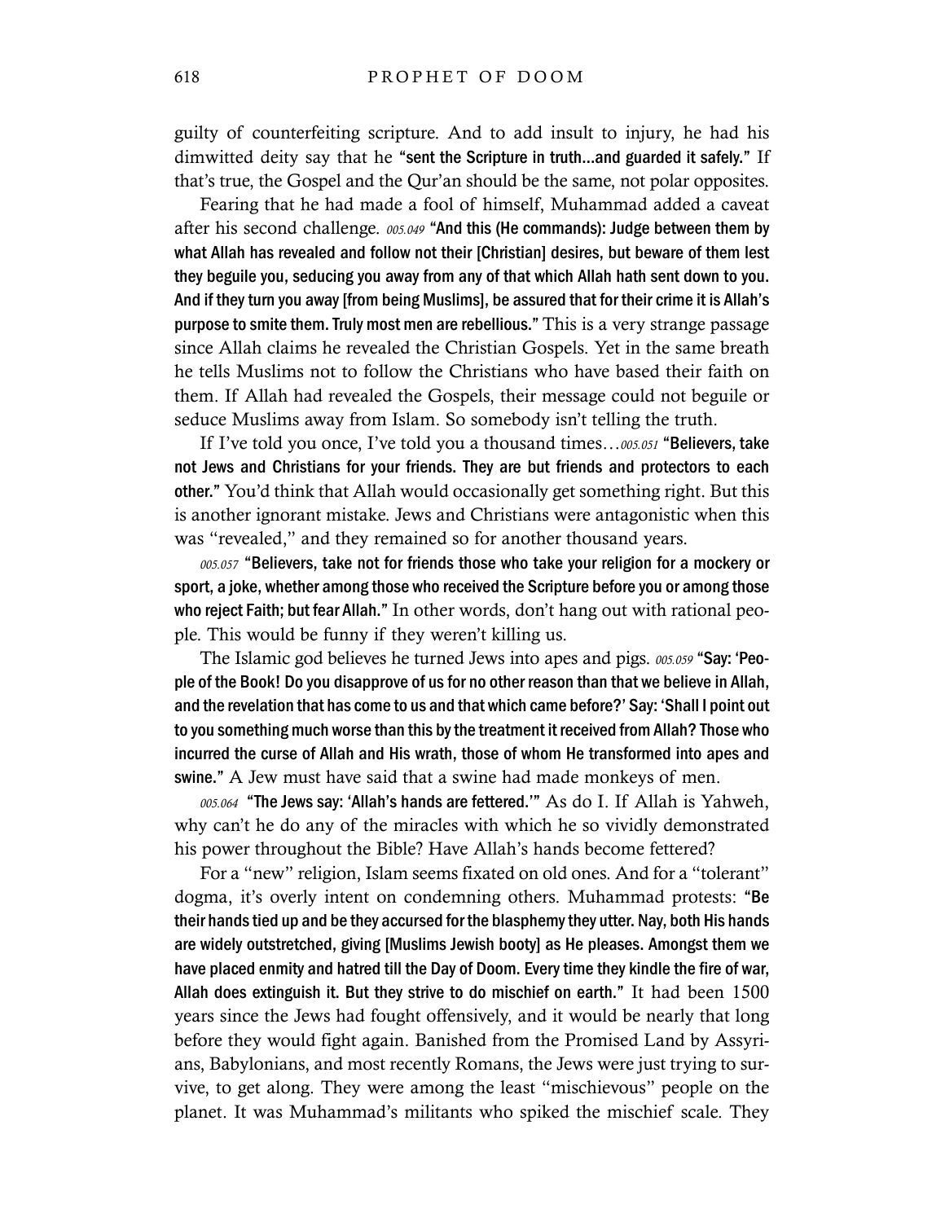guilty of counterfeiting scripture. And to add insult to injury, he had his dimwitted deity say that he **"sent the Scripture in truth…and guarded it safely."** If that's true, the Gospel and the Qur'an should be the same, not polar opposites.

Fearing that he had made a fool of himself, Muhammad added a caveat after his second challenge. *005.049* **"And this (He commands): Judge between them by what Allah has revealed and follow not their [Christian] desires, but beware of them lest they beguile you, seducing you away from any of that which Allah hath sent down to you. And if they turn you away [from being Muslims], be assured that for their crime it is Allah's purpose to smite them. Truly most men are rebellious."** This is a very strange passage since Allah claims he revealed the Christian Gospels. Yet in the same breath he tells Muslims not to follow the Christians who have based their faith on them. If Allah had revealed the Gospels, their message could not beguile or seduce Muslims away from Islam. So somebody isn't telling the truth.

If I've told you once, I've told you a thousand times…*005.051* **"Believers, take not Jews and Christians for your friends. They are but friends and protectors to each other."** You'd think that Allah would occasionally get something right. But this is another ignorant mistake. Jews and Christians were antagonistic when this was "revealed," and they remained so for another thousand years.

*005.057* **"Believers, take not for friends those who take your religion for a mockery or sport, a joke, whether among those who received the Scripture before you or among those who reject Faith; but fear Allah."** In other words, don't hang out with rational people. This would be funny if they weren't killing us.

The Islamic god believes he turned Jews into apes and pigs. *005.059* **"Say: 'People of the Book! Do you disapprove of us for no other reason than that we believe in Allah, and the revelation that has come to us and that which came before?' Say: 'Shall I point out to you something much worse than this by the treatment it received from Allah? Those who incurred the curse of Allah and His wrath, those of whom He transformed into apes and swine."** A Jew must have said that a swine had made monkeys of men.

*005.064* **"The Jews say: 'Allah's hands are fettered.'"** As do I. If Allah is Yahweh, why can't he do any of the miracles with which he so vividly demonstrated his power throughout the Bible? Have Allah's hands become fettered?

For a "new" religion, Islam seems fixated on old ones. And for a "tolerant" dogma, it's overly intent on condemning others. Muhammad protests: **"Be their hands tied up and be they accursed for the blasphemy they utter. Nay, both His hands are widely outstretched, giving [Muslims Jewish booty] as He pleases. Amongst them we have placed enmity and hatred till the Day of Doom. Every time they kindle the fire of war, Allah does extinguish it. But they strive to do mischief on earth."** It had been 1500 years since the Jews had fought offensively, and it would be nearly that long before they would fight again. Banished from the Promised Land by Assyrians, Babylonians, and most recently Romans, the Jews were just trying to survive, to get along. They were among the least "mischievous" people on the planet. It was Muhammad's militants who spiked the mischief scale. They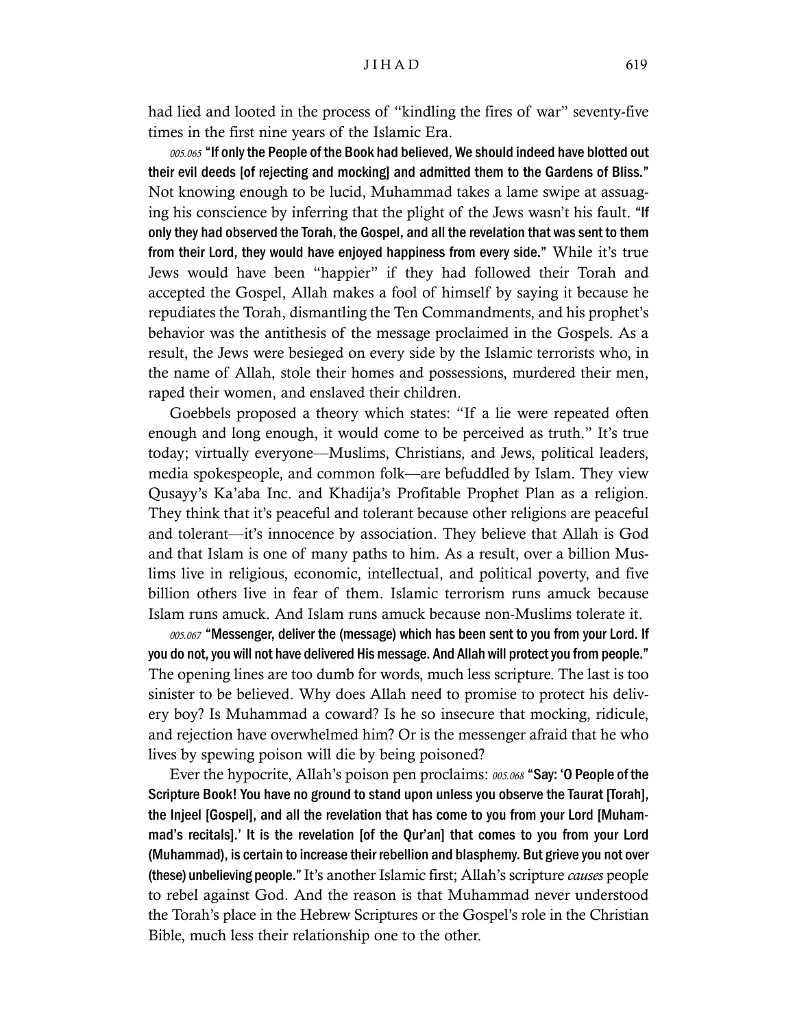had lied and looted in the process of "kindling the fires of war" seventy-five times in the first nine years of the Islamic Era.

*005.065* **"If only the People of the Book had believed, We should indeed have blotted out their evil deeds [of rejecting and mocking] and admitted them to the Gardens of Bliss."** Not knowing enough to be lucid, Muhammad takes a lame swipe at assuaging his conscience by inferring that the plight of the Jews wasn't his fault. **"If only they had observed the Torah, the Gospel, and all the revelation that was sent to them from their Lord, they would have enjoyed happiness from every side."** While it's true Jews would have been "happier" if they had followed their Torah and accepted the Gospel, Allah makes a fool of himself by saying it because he repudiates the Torah, dismantling the Ten Commandments, and his prophet's behavior was the antithesis of the message proclaimed in the Gospels. As a result, the Jews were besieged on every side by the Islamic terrorists who, in the name of Allah, stole their homes and possessions, murdered their men, raped their women, and enslaved their children.

Goebbels proposed a theory which states: "If a lie were repeated often enough and long enough, it would come to be perceived as truth." It's true today; virtually everyone—Muslims, Christians, and Jews, political leaders, media spokespeople, and common folk—are befuddled by Islam. They view Qusayy's Ka'aba Inc. and Khadija's Profitable Prophet Plan as a religion. They think that it's peaceful and tolerant because other religions are peaceful and tolerant—it's innocence by association. They believe that Allah is God and that Islam is one of many paths to him. As a result, over a billion Muslims live in religious, economic, intellectual, and political poverty, and five billion others live in fear of them. Islamic terrorism runs amuck because Islam runs amuck. And Islam runs amuck because non-Muslims tolerate it.

*005.067* **"Messenger, deliver the (message) which has been sent to you from your Lord. If you do not, you will not have delivered His message. And Allah will protect you from people."** The opening lines are too dumb for words, much less scripture. The last is too sinister to be believed. Why does Allah need to promise to protect his delivery boy? Is Muhammad a coward? Is he so insecure that mocking, ridicule, and rejection have overwhelmed him? Or is the messenger afraid that he who lives by spewing poison will die by being poisoned?

Ever the hypocrite, Allah's poison pen proclaims: *005.068* **"Say: 'O People of the Scripture Book! You have no ground to stand upon unless you observe the Taurat [Torah], the Injeel [Gospel], and all the revelation that has come to you from your Lord [Muhammad's recitals].' It is the revelation [of the Qur'an] that comes to you from your Lord (Muhammad), is certain to increase their rebellion and blasphemy. But grieve you not over (these) unbelieving people."** It's another Islamic first; Allah's scripture *causes* people to rebel against God. And the reason is that Muhammad never understood the Torah's place in the Hebrew Scriptures or the Gospel's role in the Christian Bible, much less their relationship one to the other.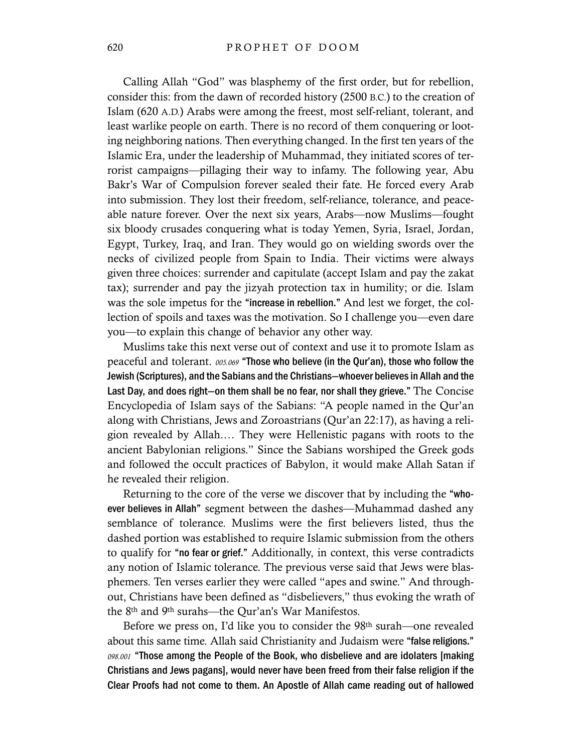Calling Allah "God" was blasphemy of the first order, but for rebellion, consider this: from the dawn of recorded history (2500 B.C.) to the creation of Islam (620 A.D.) Arabs were among the freest, most self-reliant, tolerant, and least warlike people on earth. There is no record of them conquering or looting neighboring nations. Then everything changed. In the first ten years of the Islamic Era, under the leadership of Muhammad, they initiated scores of terrorist campaigns—pillaging their way to infamy. The following year, Abu Bakr's War of Compulsion forever sealed their fate. He forced every Arab into submission. They lost their freedom, self-reliance, tolerance, and peaceable nature forever. Over the next six years, Arabs—now Muslims—fought six bloody crusades conquering what is today Yemen, Syria, Israel, Jordan, Egypt, Turkey, Iraq, and Iran. They would go on wielding swords over the necks of civilized people from Spain to India. Their victims were always given three choices: surrender and capitulate (accept Islam and pay the zakat tax); surrender and pay the jizyah protection tax in humility; or die. Islam was the sole impetus for the **"increase in rebellion."** And lest we forget, the collection of spoils and taxes was the motivation. So I challenge you—even dare you—to explain this change of behavior any other way.

Muslims take this next verse out of context and use it to promote Islam as peaceful and tolerant. *005.069* **"Those who believe (in the Qur'an), those who follow the Jewish (Scriptures), and the Sabians and the Christians—whoever believes in Allah and the Last Day, and does right—on them shall be no fear, nor shall they grieve."** The Concise Encyclopedia of Islam says of the Sabians: "A people named in the Qur'an along with Christians, Jews and Zoroastrians (Qur'an 22:17), as having a religion revealed by Allah.… They were Hellenistic pagans with roots to the ancient Babylonian religions." Since the Sabians worshiped the Greek gods and followed the occult practices of Babylon, it would make Allah Satan if he revealed their religion.

Returning to the core of the verse we discover that by including the **"whoever believes in Allah"** segment between the dashes—Muhammad dashed any semblance of tolerance. Muslims were the first believers listed, thus the dashed portion was established to require Islamic submission from the others to qualify for **"no fear or grief."** Additionally, in context, this verse contradicts any notion of Islamic tolerance. The previous verse said that Jews were blasphemers. Ten verses earlier they were called "apes and swine." And throughout, Christians have been defined as "disbelievers," thus evoking the wrath of the 8th and 9th surahs—the Qur'an's War Manifestos.

Before we press on, I'd like you to consider the 98th surah—one revealed about this same time. Allah said Christianity and Judaism were **"false religions."** *098.001* **"Those among the People of the Book, who disbelieve and are idolaters [making Christians and Jews pagans], would never have been freed from their false religion if the Clear Proofs had not come to them. An Apostle of Allah came reading out of hallowed**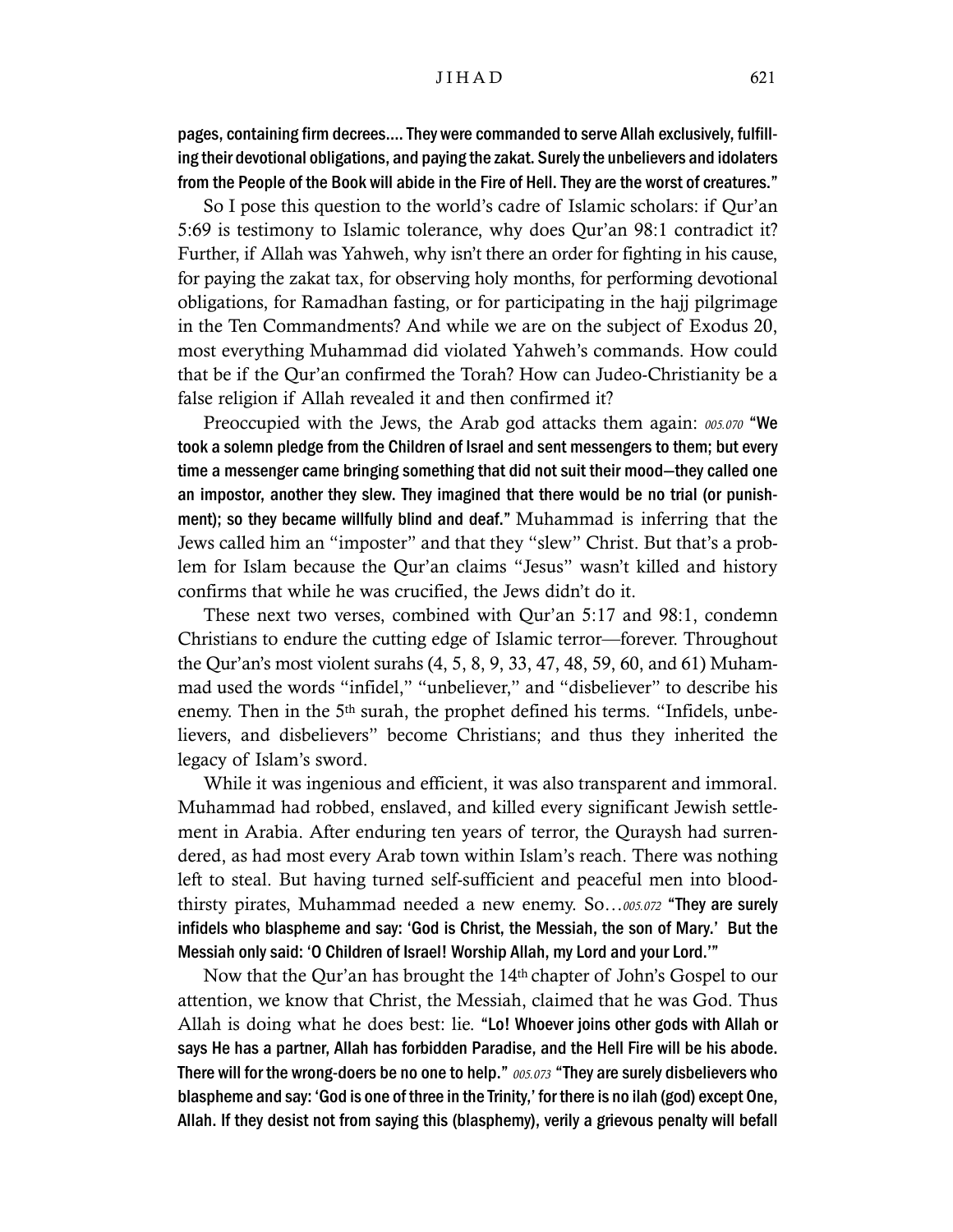**pages, containing firm decrees.... They were commanded to serve Allah exclusively, fulfilling their devotional obligations, and paying the zakat. Surely the unbelievers and idolaters from the People of the Book will abide in the Fire of Hell. They are the worst of creatures."**

So I pose this question to the world's cadre of Islamic scholars: if Qur'an 5:69 is testimony to Islamic tolerance, why does Qur'an 98:1 contradict it? Further, if Allah was Yahweh, why isn't there an order for fighting in his cause, for paying the zakat tax, for observing holy months, for performing devotional obligations, for Ramadhan fasting, or for participating in the hajj pilgrimage in the Ten Commandments? And while we are on the subject of Exodus 20, most everything Muhammad did violated Yahweh's commands. How could that be if the Qur'an confirmed the Torah? How can Judeo-Christianity be a false religion if Allah revealed it and then confirmed it?

Preoccupied with the Jews, the Arab god attacks them again: *005.070* **"We took a solemn pledge from the Children of Israel and sent messengers to them; but every time a messenger came bringing something that did not suit their mood—they called one an impostor, another they slew. They imagined that there would be no trial (or punishment); so they became willfully blind and deaf."** Muhammad is inferring that the Jews called him an "imposter" and that they "slew" Christ. But that's a problem for Islam because the Qur'an claims "Jesus" wasn't killed and history confirms that while he was crucified, the Jews didn't do it.

These next two verses, combined with Qur'an 5:17 and 98:1, condemn Christians to endure the cutting edge of Islamic terror—forever. Throughout the Qur'an's most violent surahs (4, 5, 8, 9, 33, 47, 48, 59, 60, and 61) Muhammad used the words "infidel," "unbeliever," and "disbeliever" to describe his enemy. Then in the 5th surah, the prophet defined his terms. "Infidels, unbelievers, and disbelievers" become Christians; and thus they inherited the legacy of Islam's sword.

While it was ingenious and efficient, it was also transparent and immoral. Muhammad had robbed, enslaved, and killed every significant Jewish settlement in Arabia. After enduring ten years of terror, the Quraysh had surrendered, as had most every Arab town within Islam's reach. There was nothing left to steal. But having turned self-sufficient and peaceful men into bloodthirsty pirates, Muhammad needed a new enemy. So…*005.072* **"They are surely infidels who blaspheme and say: 'God is Christ, the Messiah, the son of Mary.' But the Messiah only said: 'O Children of Israel! Worship Allah, my Lord and your Lord.'"**

Now that the Qur'an has brought the 14th chapter of John's Gospel to our attention, we know that Christ, the Messiah, claimed that he was God. Thus Allah is doing what he does best: lie. **"Lo! Whoever joins other gods with Allah or says He has a partner, Allah has forbidden Paradise, and the Hell Fire will be his abode. There will for the wrong-doers be no one to help."** *005.073* **"They are surely disbelievers who blaspheme and say: 'God is one of three in the Trinity,' for there is no ilah (god) except One, Allah. If they desist not from saying this (blasphemy), verily a grievous penalty will befall**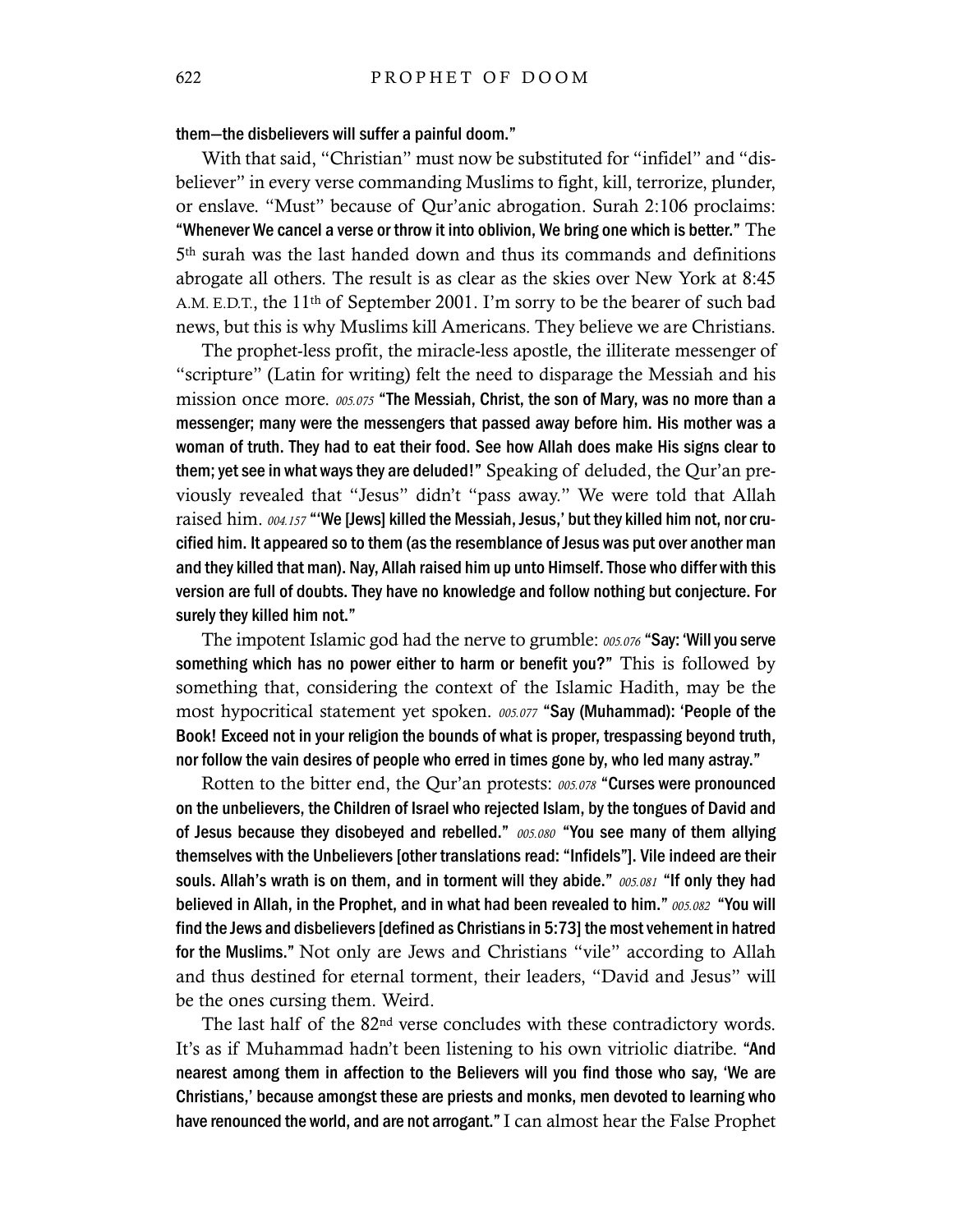**them—the disbelievers will suffer a painful doom."**

With that said, "Christian" must now be substituted for "infidel" and "disbeliever" in every verse commanding Muslims to fight, kill, terrorize, plunder, or enslave. "Must" because of Qur'anic abrogation. Surah 2:106 proclaims: **"Whenever We cancel a verse or throw it into oblivion, We bring one which is better."** The 5th surah was the last handed down and thus its commands and definitions abrogate all others. The result is as clear as the skies over New York at 8:45 A.M. E.D.T., the 11th of September 2001. I'm sorry to be the bearer of such bad news, but this is why Muslims kill Americans. They believe we are Christians.

The prophet-less profit, the miracle-less apostle, the illiterate messenger of "scripture" (Latin for writing) felt the need to disparage the Messiah and his mission once more. *005.075* **"The Messiah, Christ, the son of Mary, was no more than a messenger; many were the messengers that passed away before him. His mother was a woman of truth. They had to eat their food. See how Allah does make His signs clear to them; yet see in what ways they are deluded!"** Speaking of deluded, the Qur'an previously revealed that "Jesus" didn't "pass away." We were told that Allah raised him. *004.157* **"'We [Jews] killed the Messiah, Jesus,' but they killed him not, nor crucified him. It appeared so to them (as the resemblance of Jesus was put over another man and they killed that man). Nay, Allah raised him up unto Himself. Those who differ with this version are full of doubts. They have no knowledge and follow nothing but conjecture. For surely they killed him not."**

The impotent Islamic god had the nerve to grumble: *005.076* **"Say: 'Will you serve something which has no power either to harm or benefit you?"** This is followed by something that, considering the context of the Islamic Hadith, may be the most hypocritical statement yet spoken. *005.077* **"Say (Muhammad): 'People of the Book! Exceed not in your religion the bounds of what is proper, trespassing beyond truth, nor follow the vain desires of people who erred in times gone by, who led many astray."**

Rotten to the bitter end, the Qur'an protests: *005.078* **"Curses were pronounced on the unbelievers, the Children of Israel who rejected Islam, by the tongues of David and of Jesus because they disobeyed and rebelled."** *005.080* **"You see many of them allying themselves with the Unbelievers [other translations read: "Infidels"]. Vile indeed are their souls. Allah's wrath is on them, and in torment will they abide."** *005.081* **"If only they had believed in Allah, in the Prophet, and in what had been revealed to him."** *005.082* **"You will find the Jews and disbelievers [defined as Christians in 5:73] the most vehement in hatred for the Muslims."** Not only are Jews and Christians "vile" according to Allah and thus destined for eternal torment, their leaders, "David and Jesus" will be the ones cursing them. Weird.

The last half of the 82nd verse concludes with these contradictory words. It's as if Muhammad hadn't been listening to his own vitriolic diatribe. **"And nearest among them in affection to the Believers will you find those who say, 'We are Christians,' because amongst these are priests and monks, men devoted to learning who have renounced the world, and are not arrogant."** I can almost hear the False Prophet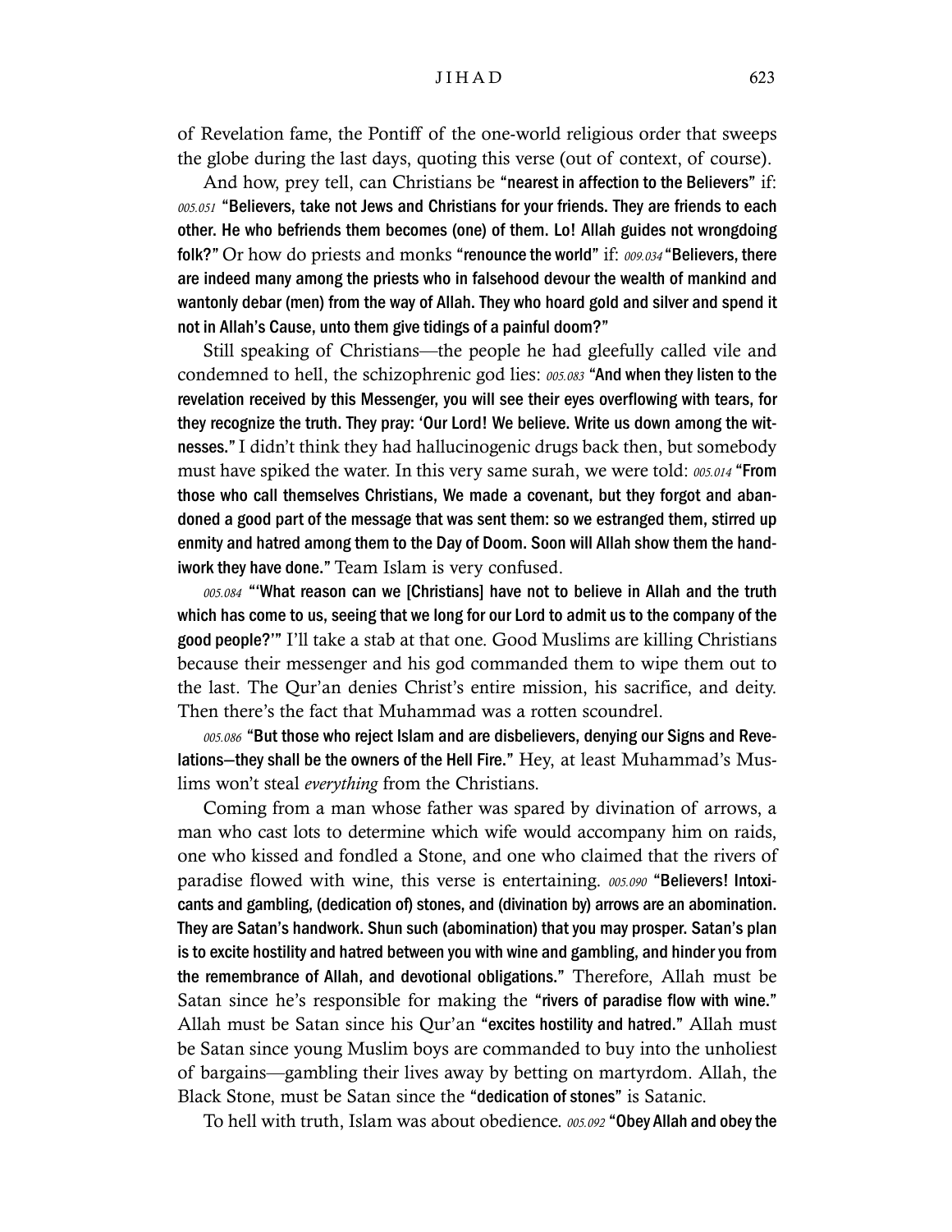of Revelation fame, the Pontiff of the one-world religious order that sweeps the globe during the last days, quoting this verse (out of context, of course).

And how, prey tell, can Christians be **"nearest in affection to the Believers"** if: *005.051* **"Believers, take not Jews and Christians for your friends. They are friends to each other. He who befriends them becomes (one) of them. Lo! Allah guides not wrongdoing folk?"** Or how do priests and monks **"renounce the world"** if: *009.034* **"Believers, there are indeed many among the priests who in falsehood devour the wealth of mankind and wantonly debar (men) from the way of Allah. They who hoard gold and silver and spend it not in Allah's Cause, unto them give tidings of a painful doom?"**

Still speaking of Christians—the people he had gleefully called vile and condemned to hell, the schizophrenic god lies: *005.083* **"And when they listen to the revelation received by this Messenger, you will see their eyes overflowing with tears, for they recognize the truth. They pray: 'Our Lord! We believe. Write us down among the witnesses."** I didn't think they had hallucinogenic drugs back then, but somebody must have spiked the water. In this very same surah, we were told: *005.014* **"From those who call themselves Christians, We made a covenant, but they forgot and abandoned a good part of the message that was sent them: so we estranged them, stirred up enmity and hatred among them to the Day of Doom. Soon will Allah show them the handiwork they have done."** Team Islam is very confused.

*005.084* **"'What reason can we [Christians] have not to believe in Allah and the truth which has come to us, seeing that we long for our Lord to admit us to the company of the good people?'"** I'll take a stab at that one. Good Muslims are killing Christians because their messenger and his god commanded them to wipe them out to the last. The Qur'an denies Christ's entire mission, his sacrifice, and deity. Then there's the fact that Muhammad was a rotten scoundrel.

*005.086* **"But those who reject Islam and are disbelievers, denying our Signs and Revelations—they shall be the owners of the Hell Fire."** Hey, at least Muhammad's Muslims won't steal *everything* from the Christians.

Coming from a man whose father was spared by divination of arrows, a man who cast lots to determine which wife would accompany him on raids, one who kissed and fondled a Stone, and one who claimed that the rivers of paradise flowed with wine, this verse is entertaining. *005.090* **"Believers! Intoxicants and gambling, (dedication of) stones, and (divination by) arrows are an abomination. They are Satan's handwork. Shun such (abomination) that you may prosper. Satan's plan is to excite hostility and hatred between you with wine and gambling, and hinder you from the remembrance of Allah, and devotional obligations."** Therefore, Allah must be Satan since he's responsible for making the **"rivers of paradise flow with wine."** Allah must be Satan since his Qur'an **"excites hostility and hatred."** Allah must be Satan since young Muslim boys are commanded to buy into the unholiest of bargains—gambling their lives away by betting on martyrdom. Allah, the Black Stone, must be Satan since the **"dedication of stones"** is Satanic.

To hell with truth, Islam was about obedience. *005.092* **"Obey Allah and obey the**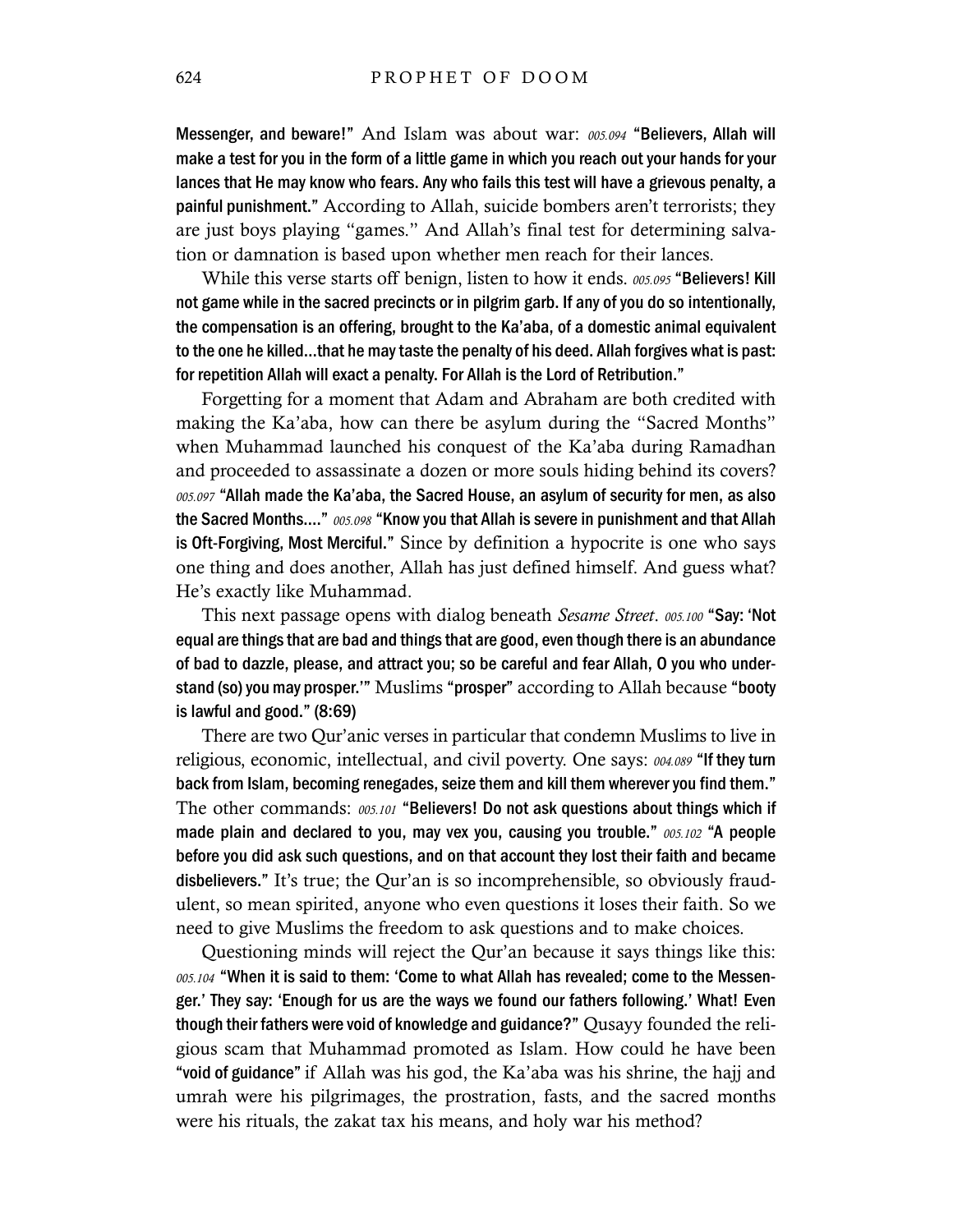**Messenger, and beware!"** And Islam was about war: *005.094* **"Believers, Allah will make a test for you in the form of a little game in which you reach out your hands for your lances that He may know who fears. Any who fails this test will have a grievous penalty, a painful punishment."** According to Allah, suicide bombers aren't terrorists; they are just boys playing "games." And Allah's final test for determining salvation or damnation is based upon whether men reach for their lances.

While this verse starts off benign, listen to how it ends. *005.095* **"Believers! Kill not game while in the sacred precincts or in pilgrim garb. If any of you do so intentionally, the compensation is an offering, brought to the Ka'aba, of a domestic animal equivalent to the one he killed…that he may taste the penalty of his deed. Allah forgives what is past: for repetition Allah will exact a penalty. For Allah is the Lord of Retribution."**

Forgetting for a moment that Adam and Abraham are both credited with making the Ka'aba, how can there be asylum during the "Sacred Months" when Muhammad launched his conquest of the Ka'aba during Ramadhan and proceeded to assassinate a dozen or more souls hiding behind its covers? *005.097* **"Allah made the Ka'aba, the Sacred House, an asylum of security for men, as also the Sacred Months…."** *005.098* **"Know you that Allah is severe in punishment and that Allah is Oft-Forgiving, Most Merciful."** Since by definition a hypocrite is one who says one thing and does another, Allah has just defined himself. And guess what? He's exactly like Muhammad.

This next passage opens with dialog beneath *Sesame Street*. *005.100* **"Say: 'Not equal are things that are bad and things that are good, even though there is an abundance of bad to dazzle, please, and attract you; so be careful and fear Allah, O you who understand (so) you may prosper.'"** Muslims **"prosper"** according to Allah because **"booty is lawful and good." (8:69)**

There are two Qur'anic verses in particular that condemn Muslims to live in religious, economic, intellectual, and civil poverty. One says: *004.089* **"If they turn back from Islam, becoming renegades, seize them and kill them wherever you find them."** The other commands: *005.101* **"Believers! Do not ask questions about things which if made plain and declared to you, may vex you, causing you trouble."** *005.102* **"A people before you did ask such questions, and on that account they lost their faith and became disbelievers."** It's true; the Qur'an is so incomprehensible, so obviously fraudulent, so mean spirited, anyone who even questions it loses their faith. So we need to give Muslims the freedom to ask questions and to make choices.

Questioning minds will reject the Qur'an because it says things like this: *005.104* **"When it is said to them: 'Come to what Allah has revealed; come to the Messenger.' They say: 'Enough for us are the ways we found our fathers following.' What! Even though their fathers were void of knowledge and guidance?"** Qusayy founded the religious scam that Muhammad promoted as Islam. How could he have been **"void of guidance"** if Allah was his god, the Ka'aba was his shrine, the hajj and umrah were his pilgrimages, the prostration, fasts, and the sacred months were his rituals, the zakat tax his means, and holy war his method?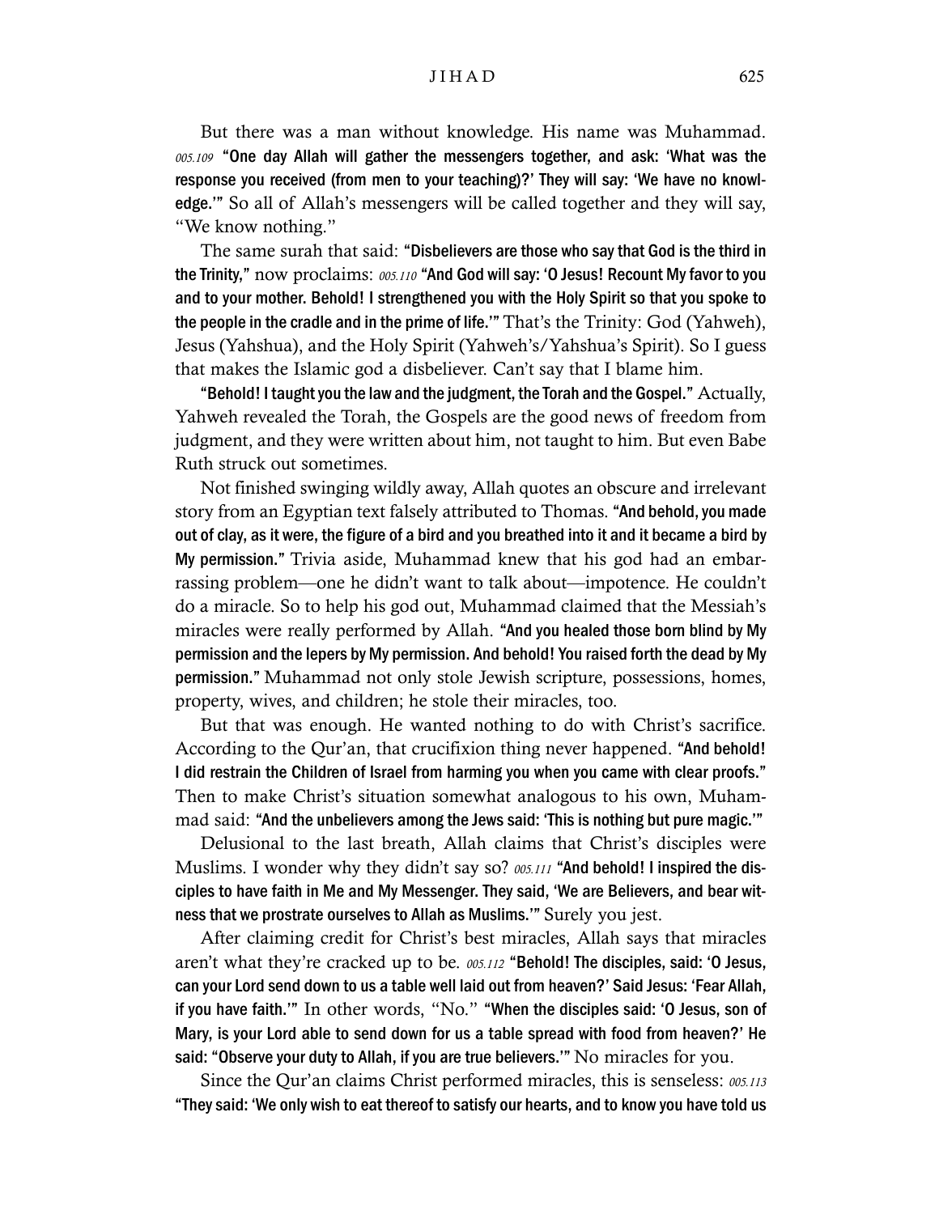But there was a man without knowledge. His name was Muhammad. *005.109* **"One day Allah will gather the messengers together, and ask: 'What was the response you received (from men to your teaching)?' They will say: 'We have no knowledge.'"** So all of Allah's messengers will be called together and they will say, "We know nothing."

The same surah that said: **"Disbelievers are those who say that God is the third in the Trinity,"** now proclaims: *005.110* **"And God will say: 'O Jesus! Recount My favor to you and to your mother. Behold! I strengthened you with the Holy Spirit so that you spoke to the people in the cradle and in the prime of life.'"** That's the Trinity: God (Yahweh), Jesus (Yahshua), and the Holy Spirit (Yahweh's/Yahshua's Spirit). So I guess that makes the Islamic god a disbeliever. Can't say that I blame him.

**"Behold! I taught you the law and the judgment, the Torah and the Gospel."** Actually, Yahweh revealed the Torah, the Gospels are the good news of freedom from judgment, and they were written about him, not taught to him. But even Babe Ruth struck out sometimes.

Not finished swinging wildly away, Allah quotes an obscure and irrelevant story from an Egyptian text falsely attributed to Thomas. **"And behold, you made out of clay, as it were, the figure of a bird and you breathed into it and it became a bird by My permission."** Trivia aside, Muhammad knew that his god had an embarrassing problem—one he didn't want to talk about—impotence. He couldn't do a miracle. So to help his god out, Muhammad claimed that the Messiah's miracles were really performed by Allah. **"And you healed those born blind by My permission and the lepers by My permission. And behold! You raised forth the dead by My permission."** Muhammad not only stole Jewish scripture, possessions, homes, property, wives, and children; he stole their miracles, too.

But that was enough. He wanted nothing to do with Christ's sacrifice. According to the Qur'an, that crucifixion thing never happened. **"And behold! I did restrain the Children of Israel from harming you when you came with clear proofs."** Then to make Christ's situation somewhat analogous to his own, Muhammad said: **"And the unbelievers among the Jews said: 'This is nothing but pure magic.'"**

Delusional to the last breath, Allah claims that Christ's disciples were Muslims. I wonder why they didn't say so? *005.111* **"And behold! I inspired the disciples to have faith in Me and My Messenger. They said, 'We are Believers, and bear witness that we prostrate ourselves to Allah as Muslims.'"** Surely you jest.

After claiming credit for Christ's best miracles, Allah says that miracles aren't what they're cracked up to be. *005.112* **"Behold! The disciples, said: 'O Jesus, can your Lord send down to us a table well laid out from heaven?' Said Jesus: 'Fear Allah, if you have faith.'"** In other words, "No." **"When the disciples said: 'O Jesus, son of Mary, is your Lord able to send down for us a table spread with food from heaven?' He said: "Observe your duty to Allah, if you are true believers.'"** No miracles for you.

Since the Qur'an claims Christ performed miracles, this is senseless: *005.113* **"They said: 'We only wish to eat thereof to satisfy our hearts, and to know you have told us**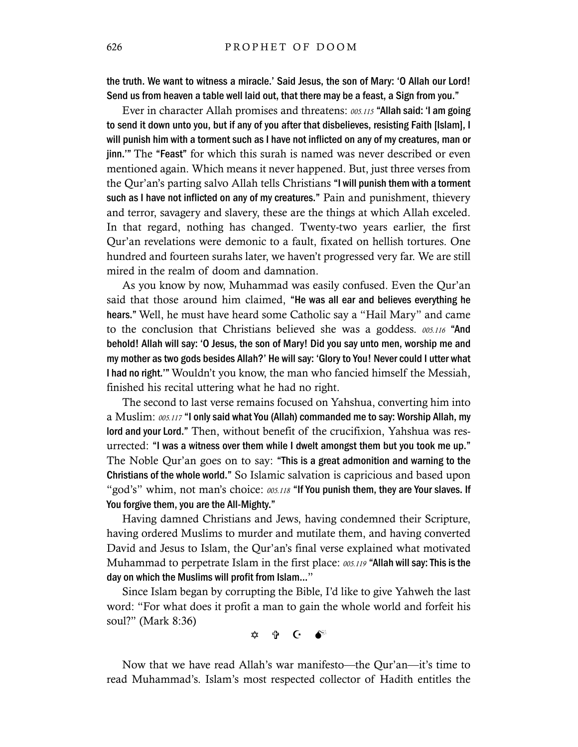**the truth. We want to witness a miracle.' Said Jesus, the son of Mary: 'O Allah our Lord! Send us from heaven a table well laid out, that there may be a feast, a Sign from you."**

Ever in character Allah promises and threatens: *005.115* **"Allah said: 'I am going to send it down unto you, but if any of you after that disbelieves, resisting Faith [Islam], I will punish him with a torment such as I have not inflicted on any of my creatures, man or jinn.'"** The **"Feast"** for which this surah is named was never described or even mentioned again. Which means it never happened. But, just three verses from the Qur'an's parting salvo Allah tells Christians **"I will punish them with a torment such as I have not inflicted on any of my creatures."** Pain and punishment, thievery and terror, savagery and slavery, these are the things at which Allah exceled. In that regard, nothing has changed. Twenty-two years earlier, the first Qur'an revelations were demonic to a fault, fixated on hellish tortures. One hundred and fourteen surahs later, we haven't progressed very far. We are still mired in the realm of doom and damnation.

As you know by now, Muhammad was easily confused. Even the Qur'an said that those around him claimed, **"He was all ear and believes everything he hears."** Well, he must have heard some Catholic say a "Hail Mary" and came to the conclusion that Christians believed she was a goddess. *005.116* **"And behold! Allah will say: 'O Jesus, the son of Mary! Did you say unto men, worship me and my mother as two gods besides Allah?' He will say: 'Glory to You! Never could I utter what I had no right.'"** Wouldn't you know, the man who fancied himself the Messiah, finished his recital uttering what he had no right.

The second to last verse remains focused on Yahshua, converting him into a Muslim: *005.117* **"I only said what You (Allah) commanded me to say: Worship Allah, my lord and your Lord."** Then, without benefit of the crucifixion, Yahshua was resurrected: **"I was a witness over them while I dwelt amongst them but you took me up."** The Noble Qur'an goes on to say: **"This is a great admonition and warning to the Christians of the whole world."** So Islamic salvation is capricious and based upon "god's" whim, not man's choice: *005.118* **"If You punish them, they are Your slaves. If You forgive them, you are the All-Mighty."**

Having damned Christians and Jews, having condemned their Scripture, having ordered Muslims to murder and mutilate them, and having converted David and Jesus to Islam, the Qur'an's final verse explained what motivated Muhammad to perpetrate Islam in the first place: *005.119* **"Allah will say: This is the day on which the Muslims will profit from Islam..."**

Since Islam began by corrupting the Bible, I'd like to give Yahweh the last word: "For what does it profit a man to gain the whole world and forfeit his soul?" (Mark 8:36)

✡ ✞ ☪ 💣

Now that we have read Allah's war manifesto—the Qur'an—it's time to read Muhammad's. Islam's most respected collector of Hadith entitles the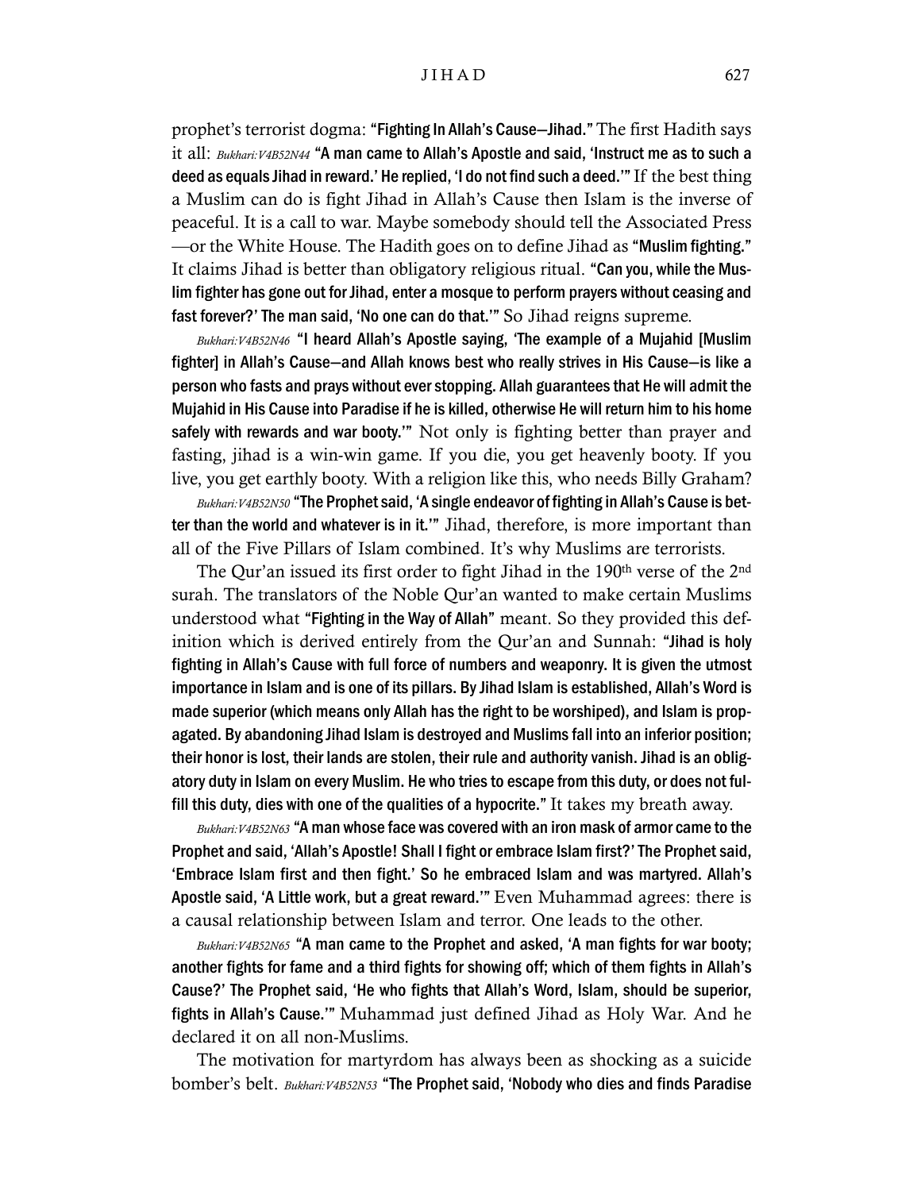prophet's terrorist dogma: **"Fighting In Allah's Cause—Jihad."** The first Hadith says it all: *Bukhari:V4B52N44* **"A man came to Allah's Apostle and said, 'Instruct me as to such a deed as equals Jihad in reward.' He replied, 'I do not find such a deed.'"** If the best thing a Muslim can do is fight Jihad in Allah's Cause then Islam is the inverse of peaceful. It is a call to war. Maybe somebody should tell the Associated Press —or the White House. The Hadith goes on to define Jihad as **"Muslim fighting."** It claims Jihad is better than obligatory religious ritual. **"Can you, while the Muslim fighter has gone out for Jihad, enter a mosque to perform prayers without ceasing and fast forever?' The man said, 'No one can do that.'"** So Jihad reigns supreme.

*Bukhari:V4B52N46* **"I heard Allah's Apostle saying, 'The example of a Mujahid [Muslim fighter] in Allah's Cause—and Allah knows best who really strives in His Cause—is like a person who fasts and prays without ever stopping. Allah guarantees that He will admit the Mujahid in His Cause into Paradise if he is killed, otherwise He will return him to his home safely with rewards and war booty.'"** Not only is fighting better than prayer and fasting, jihad is a win-win game. If you die, you get heavenly booty. If you live, you get earthly booty. With a religion like this, who needs Billy Graham?

*Bukhari:V4B52N50* **"The Prophet said, 'A single endeavor of fighting in Allah's Cause is better than the world and whatever is in it.'"** Jihad, therefore, is more important than all of the Five Pillars of Islam combined. It's why Muslims are terrorists.

The Qur'an issued its first order to fight Jihad in the 190th verse of the 2nd surah. The translators of the Noble Qur'an wanted to make certain Muslims understood what **"Fighting in the Way of Allah"** meant. So they provided this definition which is derived entirely from the Qur'an and Sunnah: **"Jihad is holy fighting in Allah's Cause with full force of numbers and weaponry. It is given the utmost importance in Islam and is one of its pillars. By Jihad Islam is established, Allah's Word is made superior (which means only Allah has the right to be worshiped), and Islam is propagated. By abandoning Jihad Islam is destroyed and Muslims fall into an inferior position; their honor is lost, their lands are stolen, their rule and authority vanish. Jihad is an obligatory duty in Islam on every Muslim. He who tries to escape from this duty, or does not fulfill this duty, dies with one of the qualities of a hypocrite."** It takes my breath away.

*Bukhari:V4B52N63* **"A man whose face was covered with an iron mask of armor came to the Prophet and said, 'Allah's Apostle! Shall I fight or embrace Islam first?' The Prophet said, 'Embrace Islam first and then fight.' So he embraced Islam and was martyred. Allah's Apostle said, 'A Little work, but a great reward.'"** Even Muhammad agrees: there is a causal relationship between Islam and terror. One leads to the other.

*Bukhari:V4B52N65* **"A man came to the Prophet and asked, 'A man fights for war booty; another fights for fame and a third fights for showing off; which of them fights in Allah's Cause?' The Prophet said, 'He who fights that Allah's Word, Islam, should be superior, fights in Allah's Cause.'"** Muhammad just defined Jihad as Holy War. And he declared it on all non-Muslims.

The motivation for martyrdom has always been as shocking as a suicide bomber's belt. *Bukhari:V4B52N53* **"The Prophet said, 'Nobody who dies and finds Paradise**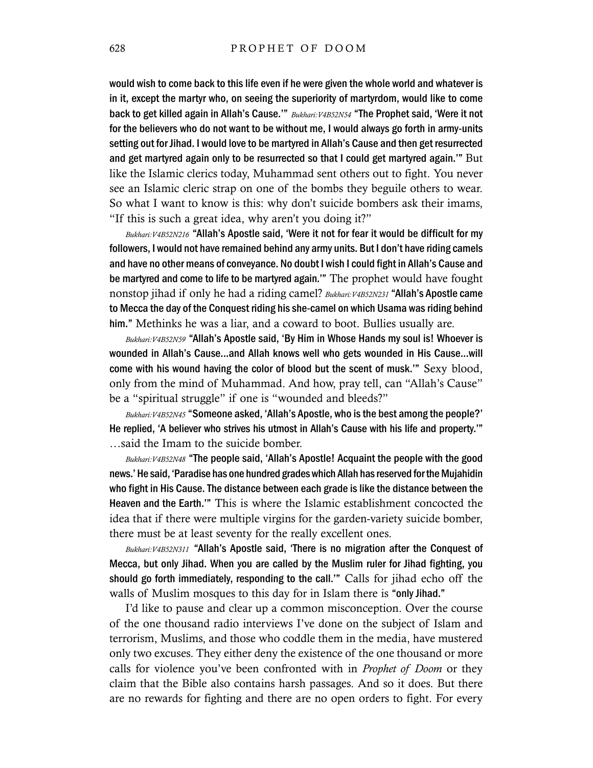**would wish to come back to this life even if he were given the whole world and whatever is in it, except the martyr who, on seeing the superiority of martyrdom, would like to come back to get killed again in Allah's Cause.'"** *Bukhari:V4B52N54* **"The Prophet said, 'Were it not for the believers who do not want to be without me, I would always go forth in army-units setting out for Jihad. I would love to be martyred in Allah's Cause and then get resurrected and get martyred again only to be resurrected so that I could get martyred again.'"** But like the Islamic clerics today, Muhammad sent others out to fight. You never see an Islamic cleric strap on one of the bombs they beguile others to wear. So what I want to know is this: why don't suicide bombers ask their imams, "If this is such a great idea, why aren't you doing it?"

*Bukhari:V4B52N216* **"Allah's Apostle said, 'Were it not for fear it would be difficult for my followers, I would not have remained behind any army units. But I don't have riding camels and have no other means of conveyance. No doubt I wish I could fight in Allah's Cause and be martyred and come to life to be martyred again.'"** The prophet would have fought nonstop jihad if only he had a riding camel? *Bukhari:V4B52N231* **"Allah's Apostle came to Mecca the day of the Conquest riding his she-camel on which Usama was riding behind him."** Methinks he was a liar, and a coward to boot. Bullies usually are.

*Bukhari:V4B52N59* **"Allah's Apostle said, 'By Him in Whose Hands my soul is! Whoever is wounded in Allah's Cause...and Allah knows well who gets wounded in His Cause...will come with his wound having the color of blood but the scent of musk.'"** Sexy blood, only from the mind of Muhammad. And how, pray tell, can "Allah's Cause" be a "spiritual struggle" if one is "wounded and bleeds?"

*Bukhari:V4B52N45* **"Someone asked, 'Allah's Apostle, who is the best among the people?' He replied, 'A believer who strives his utmost in Allah's Cause with his life and property.'"** …said the Imam to the suicide bomber.

*Bukhari:V4B52N48* **"The people said, 'Allah's Apostle! Acquaint the people with the good news.' He said, 'Paradise has one hundred grades which Allah has reserved for the Mujahidin who fight in His Cause. The distance between each grade is like the distance between the Heaven and the Earth.'"** This is where the Islamic establishment concocted the idea that if there were multiple virgins for the garden-variety suicide bomber, there must be at least seventy for the really excellent ones.

*Bukhari:V4B52N311* **"Allah's Apostle said, 'There is no migration after the Conquest of Mecca, but only Jihad. When you are called by the Muslim ruler for Jihad fighting, you should go forth immediately, responding to the call.'"** Calls for jihad echo off the walls of Muslim mosques to this day for in Islam there is **"only Jihad."**

I'd like to pause and clear up a common misconception. Over the course of the one thousand radio interviews I've done on the subject of Islam and terrorism, Muslims, and those who coddle them in the media, have mustered only two excuses. They either deny the existence of the one thousand or more calls for violence you've been confronted with in *Prophet of Doom* or they claim that the Bible also contains harsh passages. And so it does. But there are no rewards for fighting and there are no open orders to fight. For every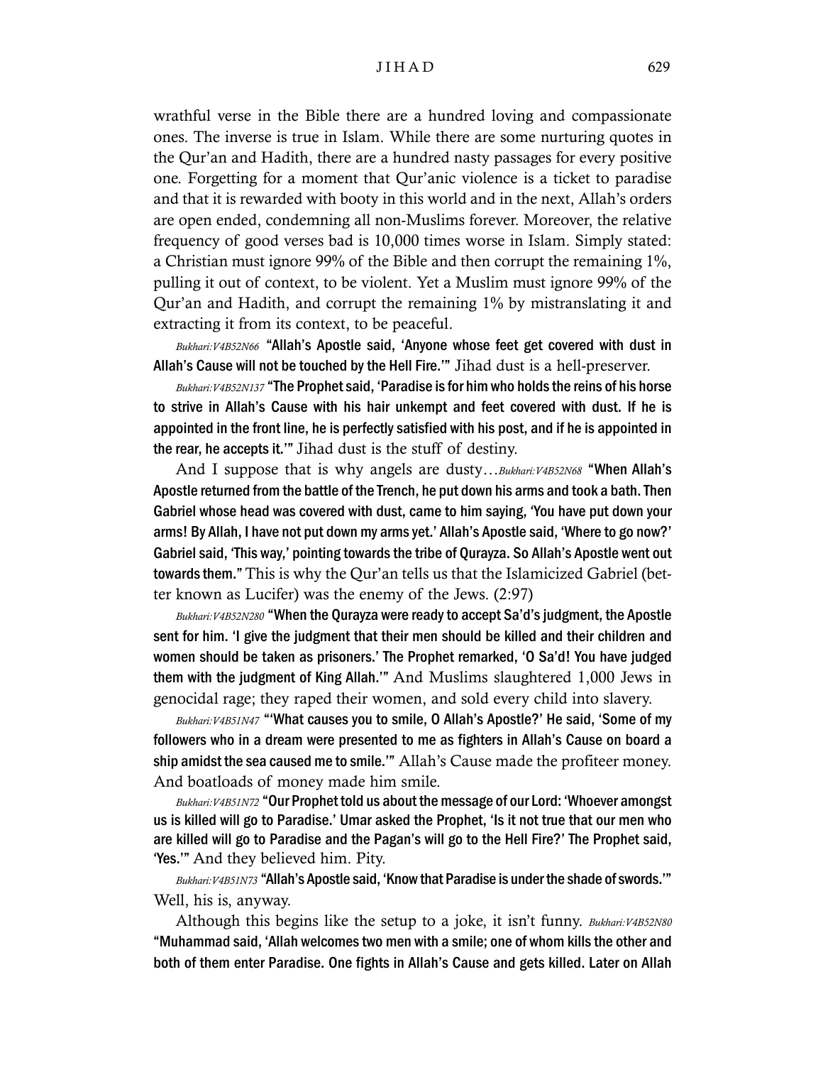wrathful verse in the Bible there are a hundred loving and compassionate ones. The inverse is true in Islam. While there are some nurturing quotes in the Qur'an and Hadith, there are a hundred nasty passages for every positive one. Forgetting for a moment that Qur'anic violence is a ticket to paradise and that it is rewarded with booty in this world and in the next, Allah's orders are open ended, condemning all non-Muslims forever. Moreover, the relative frequency of good verses bad is 10,000 times worse in Islam. Simply stated: a Christian must ignore 99% of the Bible and then corrupt the remaining 1%, pulling it out of context, to be violent. Yet a Muslim must ignore 99% of the Qur'an and Hadith, and corrupt the remaining 1% by mistranslating it and extracting it from its context, to be peaceful.

*Bukhari:V4B52N66* **"Allah's Apostle said, 'Anyone whose feet get covered with dust in Allah's Cause will not be touched by the Hell Fire.'"** Jihad dust is a hell-preserver.

*Bukhari:V4B52N137* **"The Prophet said, 'Paradise is for him who holds the reins of his horse to strive in Allah's Cause with his hair unkempt and feet covered with dust. If he is appointed in the front line, he is perfectly satisfied with his post, and if he is appointed in the rear, he accepts it.'"** Jihad dust is the stuff of destiny.

And I suppose that is why angels are dusty…*Bukhari:V4B52N68* **"When Allah's Apostle returned from the battle of the Trench, he put down his arms and took a bath. Then Gabriel whose head was covered with dust, came to him saying, 'You have put down your arms! By Allah, I have not put down my arms yet.' Allah's Apostle said, 'Where to go now?' Gabriel said, 'This way,' pointing towards the tribe of Qurayza. So Allah's Apostle went out towards them."** This is why the Qur'an tells us that the Islamicized Gabriel (better known as Lucifer) was the enemy of the Jews. (2:97)

*Bukhari:V4B52N280* **"When the Qurayza were ready to accept Sa'd's judgment, the Apostle sent for him. 'I give the judgment that their men should be killed and their children and women should be taken as prisoners.' The Prophet remarked, 'O Sa'd! You have judged them with the judgment of King Allah.'"** And Muslims slaughtered 1,000 Jews in genocidal rage; they raped their women, and sold every child into slavery.

*Bukhari:V4B51N47* **"'What causes you to smile, O Allah's Apostle?' He said, 'Some of my followers who in a dream were presented to me as fighters in Allah's Cause on board a ship amidst the sea caused me to smile.'"** Allah's Cause made the profiteer money. And boatloads of money made him smile.

*Bukhari:V4B51N72* **"Our Prophet told us about the message of our Lord: 'Whoever amongst us is killed will go to Paradise.' Umar asked the Prophet, 'Is it not true that our men who are killed will go to Paradise and the Pagan's will go to the Hell Fire?' The Prophet said, 'Yes.'"** And they believed him. Pity.

*Bukhari:V4B51N73* **"Allah's Apostle said, 'Know that Paradise is under the shade of swords.'"** Well, his is, anyway.

Although this begins like the setup to a joke, it isn't funny. *Bukhari:V4B52N80* **"Muhammad said, 'Allah welcomes two men with a smile; one of whom kills the other and both of them enter Paradise. One fights in Allah's Cause and gets killed. Later on Allah**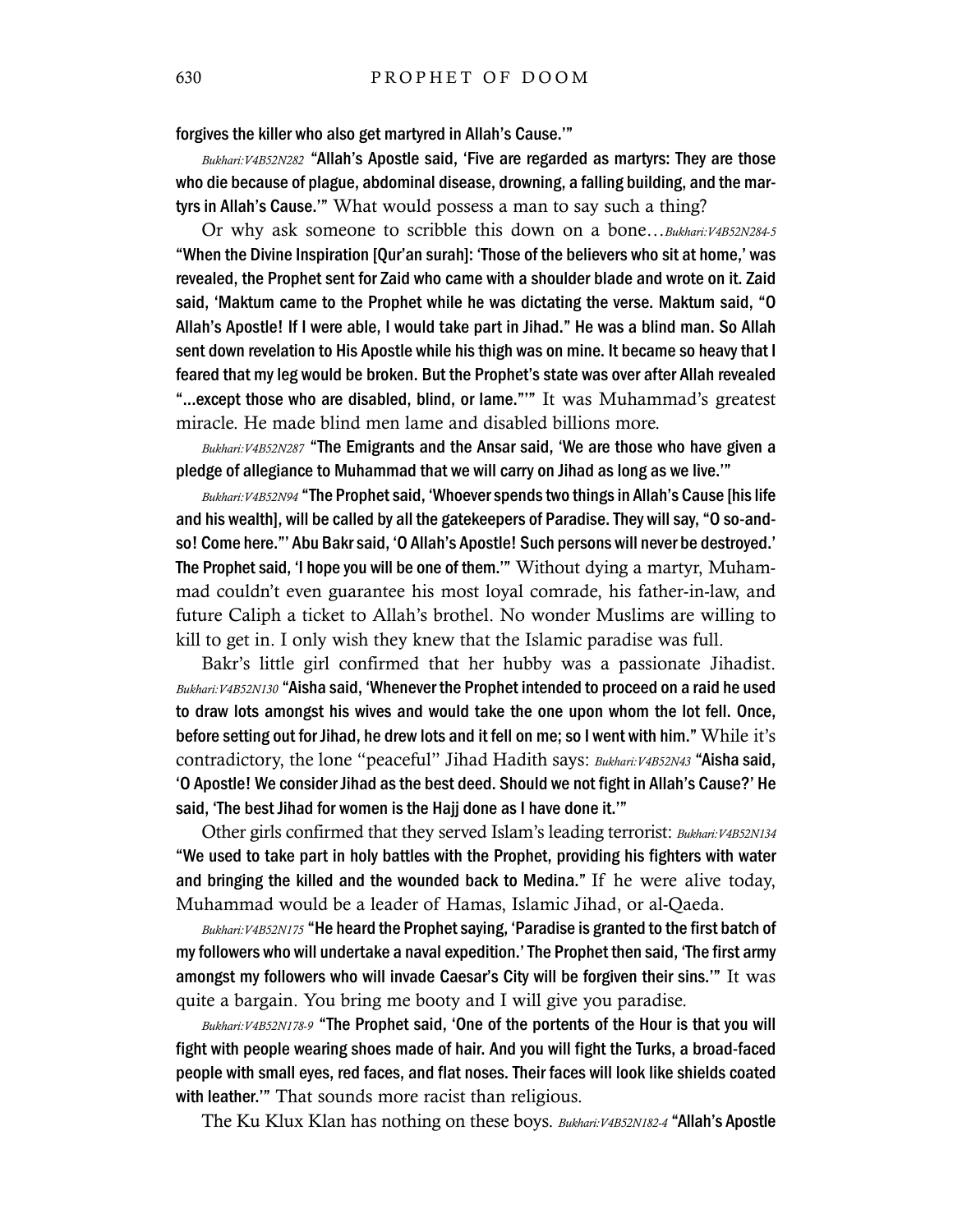forgives the killer who also get martyred in Allah's Cause.'"

*Bukhari:V4B52N282* **"Allah's Apostle said, 'Five are regarded as martyrs: They are those who die because of plague, abdominal disease, drowning, a falling building, and the martyrs in Allah's Cause.'"** What would possess a man to say such a thing?

Or why ask someone to scribble this down on a bone…*Bukhari:V4B52N284-5* **"When the Divine Inspiration [Qur'an surah]: 'Those of the believers who sit at home,' was revealed, the Prophet sent for Zaid who came with a shoulder blade and wrote on it. Zaid said, 'Maktum came to the Prophet while he was dictating the verse. Maktum said, "O Allah's Apostle! If I were able, I would take part in Jihad." He was a blind man. So Allah sent down revelation to His Apostle while his thigh was on mine. It became so heavy that I feared that my leg would be broken. But the Prophet's state was over after Allah revealed "…except those who are disabled, blind, or lame."'"** It was Muhammad's greatest miracle. He made blind men lame and disabled billions more.

*Bukhari:V4B52N287* **"The Emigrants and the Ansar said, 'We are those who have given a pledge of allegiance to Muhammad that we will carry on Jihad as long as we live.'"**

*Bukhari:V4B52N94* **"The Prophet said, 'Whoever spends two things in Allah's Cause [his life and his wealth], will be called by all the gatekeepers of Paradise. They will say, "O so-and-so! Come here."' Abu Bakr said, 'O Allah's Apostle! Such persons will never be destroyed.' The Prophet said, 'I hope you will be one of them.'"** Without dying a martyr, Muhammad couldn't even guarantee his most loyal comrade, his father-in-law, and future Caliph a ticket to Allah's brothel. No wonder Muslims are willing to kill to get in. I only wish they knew that the Islamic paradise was full.

Bakr's little girl confirmed that her hubby was a passionate Jihadist. *Bukhari:V4B52N130* **"Aisha said, 'Whenever the Prophet intended to proceed on a raid he used to draw lots amongst his wives and would take the one upon whom the lot fell. Once, before setting out for Jihad, he drew lots and it fell on me; so I went with him."** While it's contradictory, the lone "peaceful" Jihad Hadith says: *Bukhari:V4B52N43* **"Aisha said, 'O Apostle! We consider Jihad as the best deed. Should we not fight in Allah's Cause?' He said, 'The best Jihad for women is the Hajj done as I have done it.'"**

Other girls confirmed that they served Islam's leading terrorist: *Bukhari:V4B52N134* **"We used to take part in holy battles with the Prophet, providing his fighters with water and bringing the killed and the wounded back to Medina."** If he were alive today, Muhammad would be a leader of Hamas, Islamic Jihad, or al-Qaeda.

*Bukhari:V4B52N175* **"He heard the Prophet saying, 'Paradise is granted to the first batch of my followers who will undertake a naval expedition.' The Prophet then said, 'The first army amongst my followers who will invade Caesar's City will be forgiven their sins.'"** It was quite a bargain. You bring me booty and I will give you paradise.

*Bukhari:V4B52N178-9* **"The Prophet said, 'One of the portents of the Hour is that you will fight with people wearing shoes made of hair. And you will fight the Turks, a broad-faced people with small eyes, red faces, and flat noses. Their faces will look like shields coated with leather.'"** That sounds more racist than religious.

The Ku Klux Klan has nothing on these boys. *Bukhari:V4B52N182-4* **"Allah's Apostle**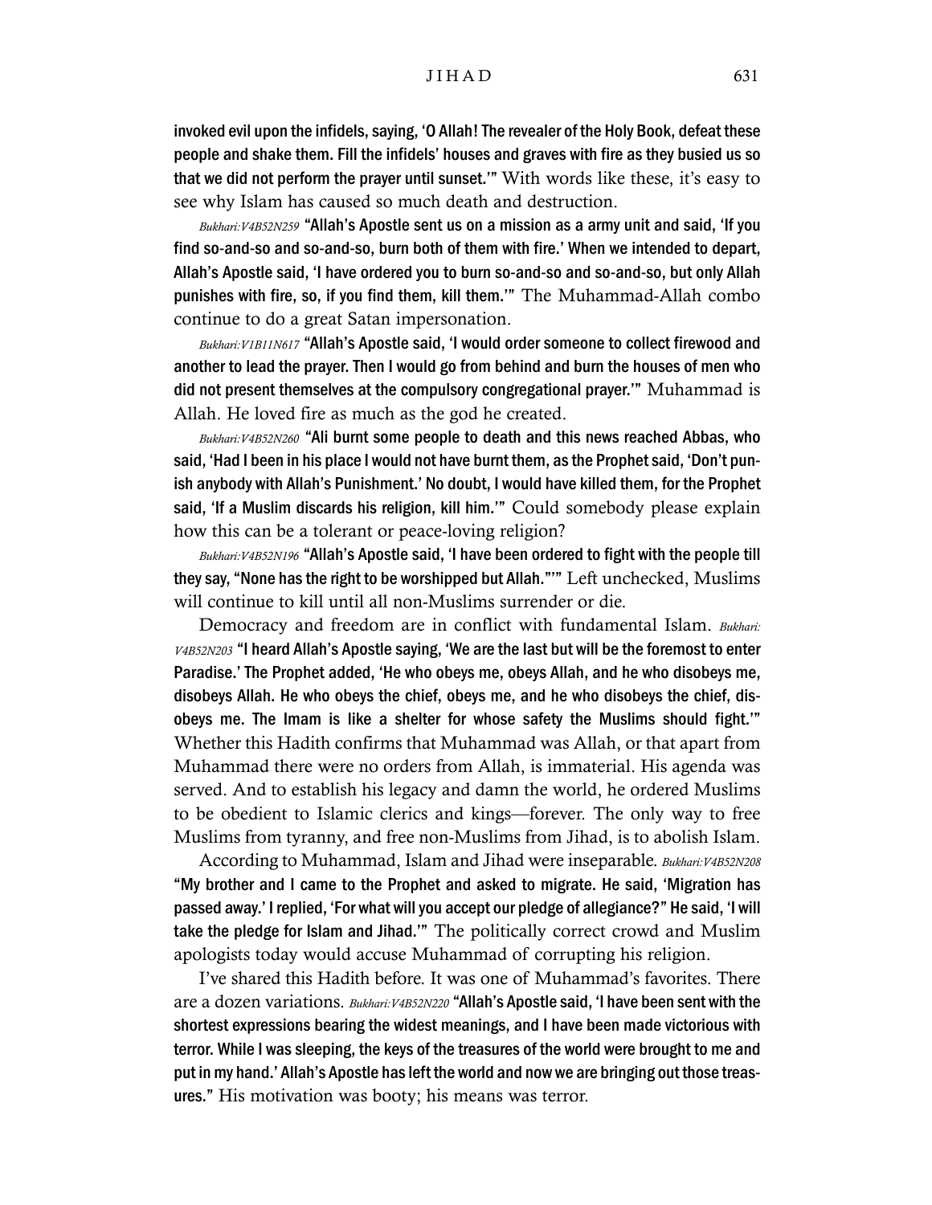invoked evil upon the infidels, saying, 'O Allah! The revealer of the Holy Book, defeat these people and shake them. Fill the infidels' houses and graves with fire as they busied us so that we did not perform the prayer until sunset.'" With words like these, it's easy to see why Islam has caused so much death and destruction.

*Bukhari:V4B52N259* "Allah's Apostle sent us on a mission as a army unit and said, 'If you find so-and-so and so-and-so, burn both of them with fire.' When we intended to depart, Allah's Apostle said, 'I have ordered you to burn so-and-so and so-and-so, but only Allah punishes with fire, so, if you find them, kill them.'" The Muhammad-Allah combo continue to do a great Satan impersonation.

*Bukhari:V1B11N617* "Allah's Apostle said, 'I would order someone to collect firewood and another to lead the prayer. Then I would go from behind and burn the houses of men who did not present themselves at the compulsory congregational prayer.'" Muhammad is Allah. He loved fire as much as the god he created.

*Bukhari:V4B52N260* "Ali burnt some people to death and this news reached Abbas, who said, 'Had I been in his place I would not have burnt them, as the Prophet said, 'Don't punish anybody with Allah's Punishment.' No doubt, I would have killed them, for the Prophet said, 'If a Muslim discards his religion, kill him.'" Could somebody please explain how this can be a tolerant or peace-loving religion?

*Bukhari:V4B52N196* "Allah's Apostle said, 'I have been ordered to fight with the people till they say, "None has the right to be worshipped but Allah."'" Left unchecked, Muslims will continue to kill until all non-Muslims surrender or die.

Democracy and freedom are in conflict with fundamental Islam. *Bukhari:V4B52N203* "I heard Allah's Apostle saying, 'We are the last but will be the foremost to enter Paradise.' The Prophet added, 'He who obeys me, obeys Allah, and he who disobeys me, disobeys Allah. He who obeys the chief, obeys me, and he who disobeys the chief, disobeys me. The Imam is like a shelter for whose safety the Muslims should fight.'" Whether this Hadith confirms that Muhammad was Allah, or that apart from Muhammad there were no orders from Allah, is immaterial. His agenda was served. And to establish his legacy and damn the world, he ordered Muslims to be obedient to Islamic clerics and kings—forever. The only way to free Muslims from tyranny, and free non-Muslims from Jihad, is to abolish Islam.

According to Muhammad, Islam and Jihad were inseparable. *Bukhari:V4B52N208* "My brother and I came to the Prophet and asked to migrate. He said, 'Migration has passed away.' I replied, 'For what will you accept our pledge of allegiance?" He said, 'I will take the pledge for Islam and Jihad.'" The politically correct crowd and Muslim apologists today would accuse Muhammad of corrupting his religion.

I've shared this Hadith before. It was one of Muhammad's favorites. There are a dozen variations. *Bukhari:V4B52N220* "Allah's Apostle said, 'I have been sent with the shortest expressions bearing the widest meanings, and I have been made victorious with terror. While I was sleeping, the keys of the treasures of the world were brought to me and put in my hand.' Allah's Apostle has left the world and now we are bringing out those treasures." His motivation was booty; his means was terror.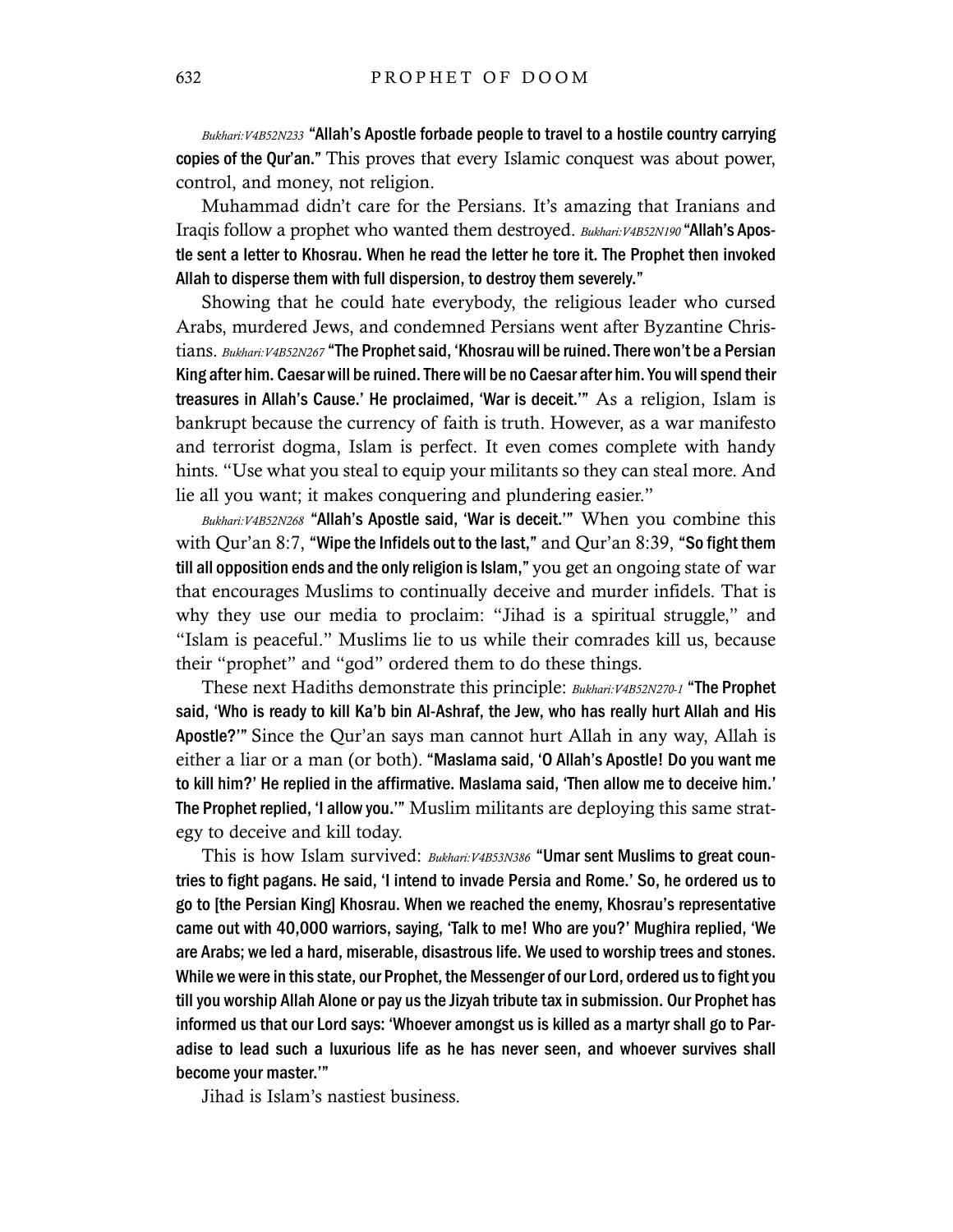*Bukhari:V4B52N233* **"Allah's Apostle forbade people to travel to a hostile country carrying copies of the Qur'an."** This proves that every Islamic conquest was about power, control, and money, not religion.

Muhammad didn't care for the Persians. It's amazing that Iranians and Iraqis follow a prophet who wanted them destroyed. *Bukhari:V4B52N190* **"Allah's Apostle sent a letter to Khosrau. When he read the letter he tore it. The Prophet then invoked Allah to disperse them with full dispersion, to destroy them severely."**

Showing that he could hate everybody, the religious leader who cursed Arabs, murdered Jews, and condemned Persians went after Byzantine Christians. *Bukhari:V4B52N267* **"The Prophet said, 'Khosrau will be ruined. There won't be a Persian King after him. Caesar will be ruined. There will be no Caesar after him. You will spend their treasures in Allah's Cause.' He proclaimed, 'War is deceit.'"** As a religion, Islam is bankrupt because the currency of faith is truth. However, as a war manifesto and terrorist dogma, Islam is perfect. It even comes complete with handy hints. "Use what you steal to equip your militants so they can steal more. And lie all you want; it makes conquering and plundering easier."

*Bukhari:V4B52N268* **"Allah's Apostle said, 'War is deceit.'"** When you combine this with Qur'an 8:7, **"Wipe the Infidels out to the last,"** and Qur'an 8:39, **"So fight them till all opposition ends and the only religion is Islam,"** you get an ongoing state of war that encourages Muslims to continually deceive and murder infidels. That is why they use our media to proclaim: "Jihad is a spiritual struggle," and "Islam is peaceful." Muslims lie to us while their comrades kill us, because their "prophet" and "god" ordered them to do these things.

These next Hadiths demonstrate this principle: *Bukhari:V4B52N270-1* **"The Prophet said, 'Who is ready to kill Ka'b bin Al-Ashraf, the Jew, who has really hurt Allah and His Apostle?'"** Since the Qur'an says man cannot hurt Allah in any way, Allah is either a liar or a man (or both). **"Maslama said, 'O Allah's Apostle! Do you want me to kill him?' He replied in the affirmative. Maslama said, 'Then allow me to deceive him.' The Prophet replied, 'I allow you.'"** Muslim militants are deploying this same strategy to deceive and kill today.

This is how Islam survived: *Bukhari:V4B53N386* **"Umar sent Muslims to great countries to fight pagans. He said, 'I intend to invade Persia and Rome.' So, he ordered us to go to [the Persian King] Khosrau. When we reached the enemy, Khosrau's representative came out with 40,000 warriors, saying, 'Talk to me! Who are you?' Mughira replied, 'We are Arabs; we led a hard, miserable, disastrous life. We used to worship trees and stones. While we were in this state, our Prophet, the Messenger of our Lord, ordered us to fight you till you worship Allah Alone or pay us the Jizyah tribute tax in submission. Our Prophet has informed us that our Lord says: 'Whoever amongst us is killed as a martyr shall go to Paradise to lead such a luxurious life as he has never seen, and whoever survives shall become your master.'"**

Jihad is Islam's nastiest business.